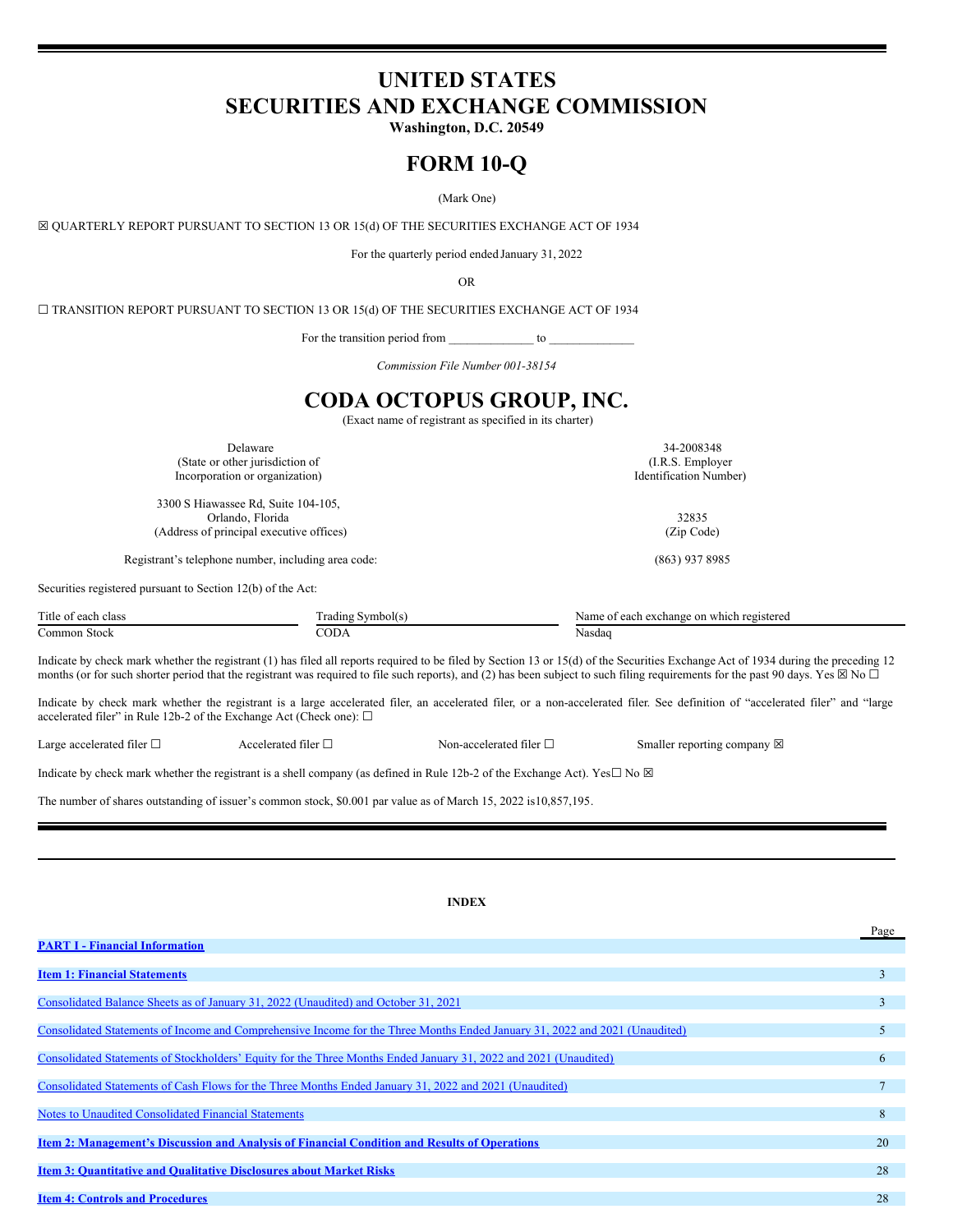# UNITED STATES
# SECURITIES AND EXCHANGE COMMISSION

**Washington, D.C. 20549**

# FORM 10-Q

(Mark One)

☒ QUARTERLY REPORT PURSUANT TO SECTION 13 OR 15(d) OF THE SECURITIES EXCHANGE ACT OF 1934

For the quarterly period ended January 31, 2022

OR

☐ TRANSITION REPORT PURSUANT TO SECTION 13 OR 15(d) OF THE SECURITIES EXCHANGE ACT OF 1934

For the transition period from _____________ to _____________

*Commission File Number 001-38154*

# CODA OCTOPUS GROUP, INC.

(Exact name of registrant as specified in its charter)

| | |
|---|---|
| Delaware<br>(State or other jurisdiction of Incorporation or organization) | 34-2008348<br>(I.R.S. Employer Identification Number) |
| 3300 S Hiawassee Rd, Suite 104-105,<br>Orlando, Florida<br>(Address of principal executive offices) | 32835<br>(Zip Code) |
| Registrant's telephone number, including area code: | (863) 937 8985 |

Securities registered pursuant to Section 12(b) of the Act:

| Title of each class | Trading Symbol(s) | Name of each exchange on which registered |
|---|---|---|
| Common Stock | CODA | Nasdaq |

Indicate by check mark whether the registrant (1) has filed all reports required to be filed by Section 13 or 15(d) of the Securities Exchange Act of 1934 during the preceding 12 months (or for such shorter period that the registrant was required to file such reports), and (2) has been subject to such filing requirements for the past 90 days. Yes ☒ No ☐

Indicate by check mark whether the registrant is a large accelerated filer, an accelerated filer, or a non-accelerated filer. See definition of "accelerated filer" and "large accelerated filer" in Rule 12b-2 of the Exchange Act (Check one): ☐

Large accelerated filer ☐ Accelerated filer ☐ Non-accelerated filer ☐ Smaller reporting company ☒

Indicate by check mark whether the registrant is a shell company (as defined in Rule 12b-2 of the Exchange Act). Yes☐ No ☒

The number of shares outstanding of issuer's common stock, $0.001 par value as of March 15, 2022 is10,857,195.

---

**INDEX**

| | Page |
|---|---|
| **PART I - Financial Information** | |
| **Item 1: Financial Statements** | 3 |
| Consolidated Balance Sheets as of January 31, 2022 (Unaudited) and October 31, 2021 | 3 |
| Consolidated Statements of Income and Comprehensive Income for the Three Months Ended January 31, 2022 and 2021 (Unaudited) | 5 |
| Consolidated Statements of Stockholders' Equity for the Three Months Ended January 31, 2022 and 2021 (Unaudited) | 6 |
| Consolidated Statements of Cash Flows for the Three Months Ended January 31, 2022 and 2021 (Unaudited) | 7 |
| Notes to Unaudited Consolidated Financial Statements | 8 |
| **Item 2: Management's Discussion and Analysis of Financial Condition and Results of Operations** | 20 |
| **Item 3: Quantitative and Qualitative Disclosures about Market Risks** | 28 |
| **Item 4: Controls and Procedures** | 28 |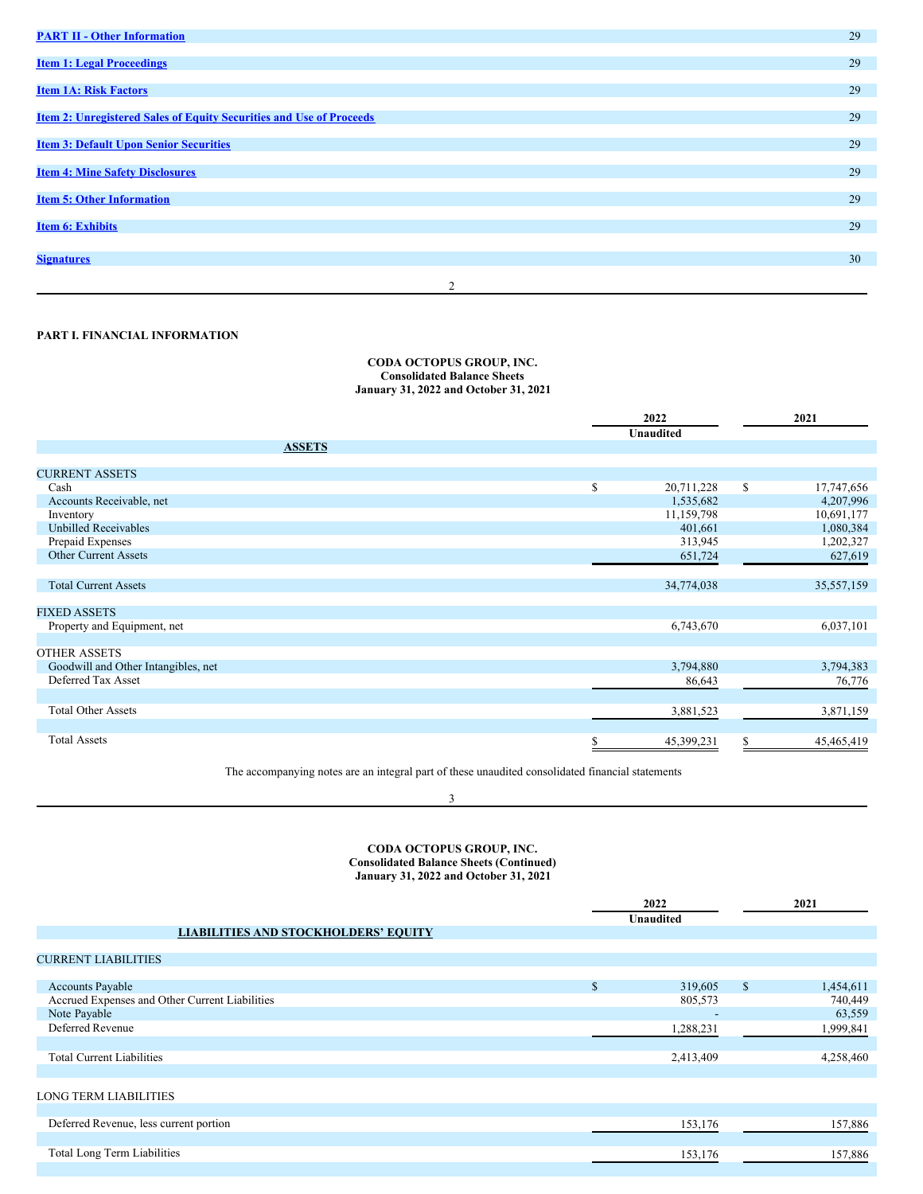| | |
|---|---|
| PART II - Other Information | 29 |
| Item 1: Legal Proceedings | 29 |
| Item 1A: Risk Factors | 29 |
| Item 2: Unregistered Sales of Equity Securities and Use of Proceeds | 29 |
| Item 3: Default Upon Senior Securities | 29 |
| Item 4: Mine Safety Disclosures | 29 |
| Item 5: Other Information | 29 |
| Item 6: Exhibits | 29 |
| Signatures | 30 |

**PART I. FINANCIAL INFORMATION**

**CODA OCTOPUS GROUP, INC.**
**Consolidated Balance Sheets**
**January 31, 2022 and October 31, 2021**

| | 2022 Unaudited | 2021 |
|---|---|---|
| **ASSETS** | | |
| CURRENT ASSETS | | |
| Cash | $ 20,711,228 | $ 17,747,656 |
| Accounts Receivable, net | 1,535,682 | 4,207,996 |
| Inventory | 11,159,798 | 10,691,177 |
| Unbilled Receivables | 401,661 | 1,080,384 |
| Prepaid Expenses | 313,945 | 1,202,327 |
| Other Current Assets | 651,724 | 627,619 |
| Total Current Assets | 34,774,038 | 35,557,159 |
| FIXED ASSETS | | |
| Property and Equipment, net | 6,743,670 | 6,037,101 |
| OTHER ASSETS | | |
| Goodwill and Other Intangibles, net | 3,794,880 | 3,794,383 |
| Deferred Tax Asset | 86,643 | 76,776 |
| Total Other Assets | 3,881,523 | 3,871,159 |
| Total Assets | $ 45,399,231 | $ 45,465,419 |

The accompanying notes are an integral part of these unaudited consolidated financial statements

**CODA OCTOPUS GROUP, INC.**
**Consolidated Balance Sheets (Continued)**
**January 31, 2022 and October 31, 2021**

| | 2022 Unaudited | 2021 |
|---|---|---|
| **LIABILITIES AND STOCKHOLDERS' EQUITY** | | |
| CURRENT LIABILITIES | | |
| Accounts Payable | $ 319,605 | $ 1,454,611 |
| Accrued Expenses and Other Current Liabilities | 805,573 | 740,449 |
| Note Payable | - | 63,559 |
| Deferred Revenue | 1,288,231 | 1,999,841 |
| Total Current Liabilities | 2,413,409 | 4,258,460 |
| LONG TERM LIABILITIES | | |
| Deferred Revenue, less current portion | 153,176 | 157,886 |
| Total Long Term Liabilities | 153,176 | 157,886 |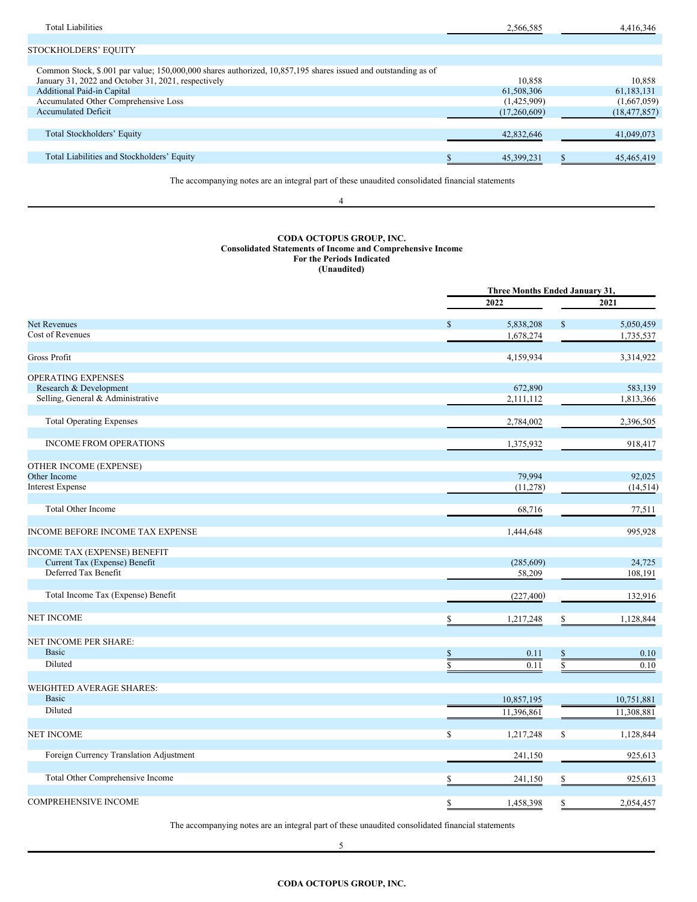| | | |
|---|---|---|
| Total Liabilities | 2,566,585 | 4,416,346 |
| STOCKHOLDERS' EQUITY | | |
| Common Stock, $.001 par value; 150,000,000 shares authorized, 10,857,195 shares issued and outstanding as of January 31, 2022 and October 31, 2021, respectively | 10,858 | 10,858 |
| Additional Paid-in Capital | 61,508,306 | 61,183,131 |
| Accumulated Other Comprehensive Loss | (1,425,909) | (1,667,059) |
| Accumulated Deficit | (17,260,609) | (18,477,857) |
| Total Stockholders' Equity | 42,832,646 | 41,049,073 |
| Total Liabilities and Stockholders' Equity | $ 45,399,231 | $ 45,465,419 |

The accompanying notes are an integral part of these unaudited consolidated financial statements

**CODA OCTOPUS GROUP, INC.**
**Consolidated Statements of Income and Comprehensive Income**
**For the Periods Indicated**
**(Unaudited)**

| | Three Months Ended January 31, | |
|---|---|---|
| | **2022** | **2021** |
| Net Revenues | $ 5,838,208 | $ 5,050,459 |
| Cost of Revenues | 1,678,274 | 1,735,537 |
| Gross Profit | 4,159,934 | 3,314,922 |
| OPERATING EXPENSES | | |
| Research & Development | 672,890 | 583,139 |
| Selling, General & Administrative | 2,111,112 | 1,813,366 |
| Total Operating Expenses | 2,784,002 | 2,396,505 |
| INCOME FROM OPERATIONS | 1,375,932 | 918,417 |
| OTHER INCOME (EXPENSE) | | |
| Other Income | 79,994 | 92,025 |
| Interest Expense | (11,278) | (14,514) |
| Total Other Income | 68,716 | 77,511 |
| INCOME BEFORE INCOME TAX EXPENSE | 1,444,648 | 995,928 |
| INCOME TAX (EXPENSE) BENEFIT | | |
| Current Tax (Expense) Benefit | (285,609) | 24,725 |
| Deferred Tax Benefit | 58,209 | 108,191 |
| Total Income Tax (Expense) Benefit | (227,400) | 132,916 |
| NET INCOME | $ 1,217,248 | $ 1,128,844 |
| NET INCOME PER SHARE: | | |
| Basic | $ 0.11 | $ 0.10 |
| Diluted | $ 0.11 | $ 0.10 |
| WEIGHTED AVERAGE SHARES: | | |
| Basic | 10,857,195 | 10,751,881 |
| Diluted | 11,396,861 | 11,308,881 |
| NET INCOME | $ 1,217,248 | $ 1,128,844 |
| Foreign Currency Translation Adjustment | 241,150 | 925,613 |
| Total Other Comprehensive Income | $ 241,150 | $ 925,613 |
| COMPREHENSIVE INCOME | $ 1,458,398 | $ 2,054,457 |

The accompanying notes are an integral part of these unaudited consolidated financial statements

**CODA OCTOPUS GROUP, INC.**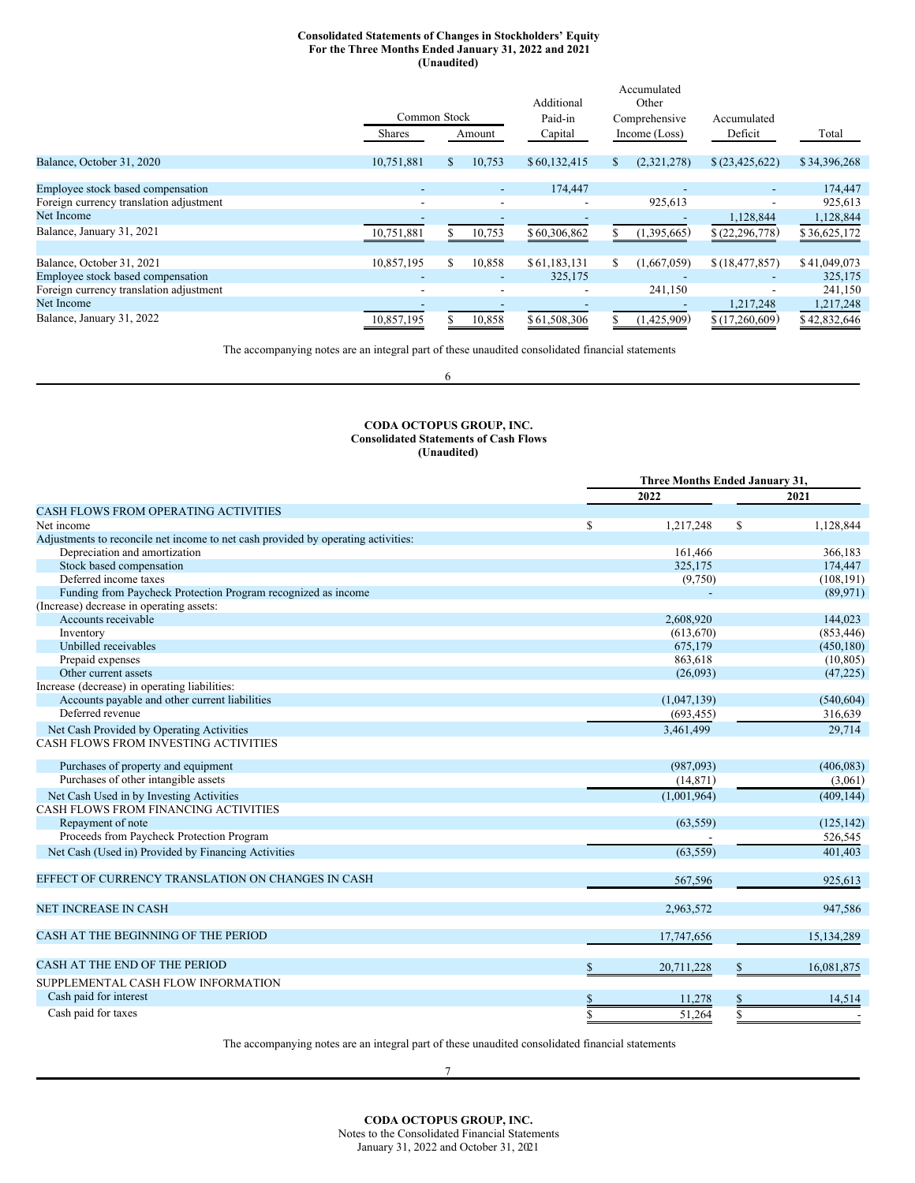### Consolidated Statements of Changes in Stockholders' Equity
### For the Three Months Ended January 31, 2022 and 2021
### (Unaudited)

| | Common Stock | | Additional Paid-in Capital | Accumulated Other Comprehensive Income (Loss) | Accumulated Deficit | Total |
|---|---|---|---|---|---|---|
| | Shares | Amount | | | | |
| Balance, October 31, 2020 | 10,751,881 | $ 10,753 | $ 60,132,415 | $ (2,321,278) | $ (23,425,622) | $ 34,396,268 |
| Employee stock based compensation | - | - | 174,447 | - | - | 174,447 |
| Foreign currency translation adjustment | - | - | - | 925,613 | - | 925,613 |
| Net Income | - | - | - | - | 1,128,844 | 1,128,844 |
| Balance, January 31, 2021 | 10,751,881 | $ 10,753 | $ 60,306,862 | $ (1,395,665) | $ (22,296,778) | $ 36,625,172 |
| Balance, October 31, 2021 | 10,857,195 | $ 10,858 | $ 61,183,131 | $ (1,667,059) | $ (18,477,857) | $ 41,049,073 |
| Employee stock based compensation | - | - | 325,175 | - | - | 325,175 |
| Foreign currency translation adjustment | - | - | - | 241,150 | - | 241,150 |
| Net Income | - | - | - | - | 1,217,248 | 1,217,248 |
| Balance, January 31, 2022 | 10,857,195 | $ 10,858 | $ 61,508,306 | $ (1,425,909) | $ (17,260,609) | $ 42,832,646 |

The accompanying notes are an integral part of these unaudited consolidated financial statements

## CODA OCTOPUS GROUP, INC.
### Consolidated Statements of Cash Flows
### (Unaudited)

| | Three Months Ended January 31, | |
|---|---|---|
| | 2022 | 2021 |
| CASH FLOWS FROM OPERATING ACTIVITIES | | |
| Net income | $ 1,217,248 | $ 1,128,844 |
| Adjustments to reconcile net income to net cash provided by operating activities: | | |
| Depreciation and amortization | 161,466 | 366,183 |
| Stock based compensation | 325,175 | 174,447 |
| Deferred income taxes | (9,750) | (108,191) |
| Funding from Paycheck Protection Program recognized as income | - | (89,971) |
| (Increase) decrease in operating assets: | | |
| Accounts receivable | 2,608,920 | 144,023 |
| Inventory | (613,670) | (853,446) |
| Unbilled receivables | 675,179 | (450,180) |
| Prepaid expenses | 863,618 | (10,805) |
| Other current assets | (26,093) | (47,225) |
| Increase (decrease) in operating liabilities: | | |
| Accounts payable and other current liabilities | (1,047,139) | (540,604) |
| Deferred revenue | (693,455) | 316,639 |
| Net Cash Provided by Operating Activities | 3,461,499 | 29,714 |
| CASH FLOWS FROM INVESTING ACTIVITIES | | |
| Purchases of property and equipment | (987,093) | (406,083) |
| Purchases of other intangible assets | (14,871) | (3,061) |
| Net Cash Used in by Investing Activities | (1,001,964) | (409,144) |
| CASH FLOWS FROM FINANCING ACTIVITIES | | |
| Repayment of note | (63,559) | (125,142) |
| Proceeds from Paycheck Protection Program | - | 526,545 |
| Net Cash (Used in) Provided by Financing Activities | (63,559) | 401,403 |
| EFFECT OF CURRENCY TRANSLATION ON CHANGES IN CASH | 567,596 | 925,613 |
| NET INCREASE IN CASH | 2,963,572 | 947,586 |
| CASH AT THE BEGINNING OF THE PERIOD | 17,747,656 | 15,134,289 |
| CASH AT THE END OF THE PERIOD | $ 20,711,228 | $ 16,081,875 |
| SUPPLEMENTAL CASH FLOW INFORMATION | | |
| Cash paid for interest | $ 11,278 | $ 14,514 |
| Cash paid for taxes | $ 51,264 | $ - |

The accompanying notes are an integral part of these unaudited consolidated financial statements

## CODA OCTOPUS GROUP, INC.
Notes to the Consolidated Financial Statements
January 31, 2022 and October 31, 2021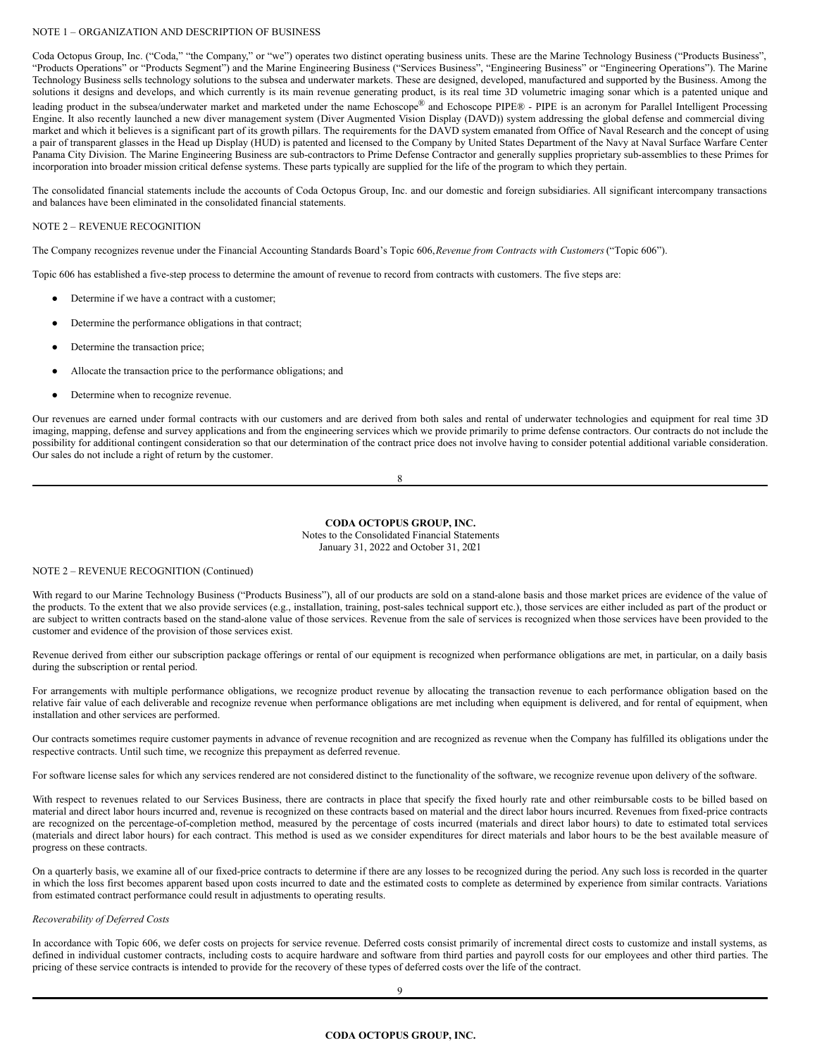NOTE 1 – ORGANIZATION AND DESCRIPTION OF BUSINESS

Coda Octopus Group, Inc. ("Coda," "the Company," or "we") operates two distinct operating business units. These are the Marine Technology Business ("Products Business", "Products Operations" or "Products Segment") and the Marine Engineering Business ("Services Business", "Engineering Business" or "Engineering Operations"). The Marine Technology Business sells technology solutions to the subsea and underwater markets. These are designed, developed, manufactured and supported by the Business. Among the solutions it designs and develops, and which currently is its main revenue generating product, is its real time 3D volumetric imaging sonar which is a patented unique and leading product in the subsea/underwater market and marketed under the name Echoscope® and Echoscope PIPE® - PIPE is an acronym for Parallel Intelligent Processing Engine. It also recently launched a new diver management system (Diver Augmented Vision Display (DAVD)) system addressing the global defense and commercial diving market and which it believes is a significant part of its growth pillars. The requirements for the DAVD system emanated from Office of Naval Research and the concept of using a pair of transparent glasses in the Head up Display (HUD) is patented and licensed to the Company by United States Department of the Navy at Naval Surface Warfare Center Panama City Division. The Marine Engineering Business are sub-contractors to Prime Defense Contractor and generally supplies proprietary sub-assemblies to these Primes for incorporation into broader mission critical defense systems. These parts typically are supplied for the life of the program to which they pertain.

The consolidated financial statements include the accounts of Coda Octopus Group, Inc. and our domestic and foreign subsidiaries. All significant intercompany transactions and balances have been eliminated in the consolidated financial statements.

NOTE 2 – REVENUE RECOGNITION

The Company recognizes revenue under the Financial Accounting Standards Board's Topic 606, *Revenue from Contracts with Customers* ("Topic 606").

Topic 606 has established a five-step process to determine the amount of revenue to record from contracts with customers. The five steps are:

- Determine if we have a contract with a customer;
- Determine the performance obligations in that contract;
- Determine the transaction price;
- Allocate the transaction price to the performance obligations; and
- Determine when to recognize revenue.

Our revenues are earned under formal contracts with our customers and are derived from both sales and rental of underwater technologies and equipment for real time 3D imaging, mapping, defense and survey applications and from the engineering services which we provide primarily to prime defense contractors. Our contracts do not include the possibility for additional contingent consideration so that our determination of the contract price does not involve having to consider potential additional variable consideration. Our sales do not include a right of return by the customer.

NOTE 2 – REVENUE RECOGNITION (Continued)

With regard to our Marine Technology Business ("Products Business"), all of our products are sold on a stand-alone basis and those market prices are evidence of the value of the products. To the extent that we also provide services (e.g., installation, training, post-sales technical support etc.), those services are either included as part of the product or are subject to written contracts based on the stand-alone value of those services. Revenue from the sale of services is recognized when those services have been provided to the customer and evidence of the provision of those services exist.

Revenue derived from either our subscription package offerings or rental of our equipment is recognized when performance obligations are met, in particular, on a daily basis during the subscription or rental period.

For arrangements with multiple performance obligations, we recognize product revenue by allocating the transaction revenue to each performance obligation based on the relative fair value of each deliverable and recognize revenue when performance obligations are met including when equipment is delivered, and for rental of equipment, when installation and other services are performed.

Our contracts sometimes require customer payments in advance of revenue recognition and are recognized as revenue when the Company has fulfilled its obligations under the respective contracts. Until such time, we recognize this prepayment as deferred revenue.

For software license sales for which any services rendered are not considered distinct to the functionality of the software, we recognize revenue upon delivery of the software.

With respect to revenues related to our Services Business, there are contracts in place that specify the fixed hourly rate and other reimbursable costs to be billed based on material and direct labor hours incurred and, revenue is recognized on these contracts based on material and the direct labor hours incurred. Revenues from fixed-price contracts are recognized on the percentage-of-completion method, measured by the percentage of costs incurred (materials and direct labor hours) to date to estimated total services (materials and direct labor hours) for each contract. This method is used as we consider expenditures for direct materials and labor hours to be the best available measure of progress on these contracts.

On a quarterly basis, we examine all of our fixed-price contracts to determine if there are any losses to be recognized during the period. Any such loss is recorded in the quarter in which the loss first becomes apparent based upon costs incurred to date and the estimated costs to complete as determined by experience from similar contracts. Variations from estimated contract performance could result in adjustments to operating results.

*Recoverability of Deferred Costs*

In accordance with Topic 606, we defer costs on projects for service revenue. Deferred costs consist primarily of incremental direct costs to customize and install systems, as defined in individual customer contracts, including costs to acquire hardware and software from third parties and payroll costs for our employees and other third parties. The pricing of these service contracts is intended to provide for the recovery of these types of deferred costs over the life of the contract.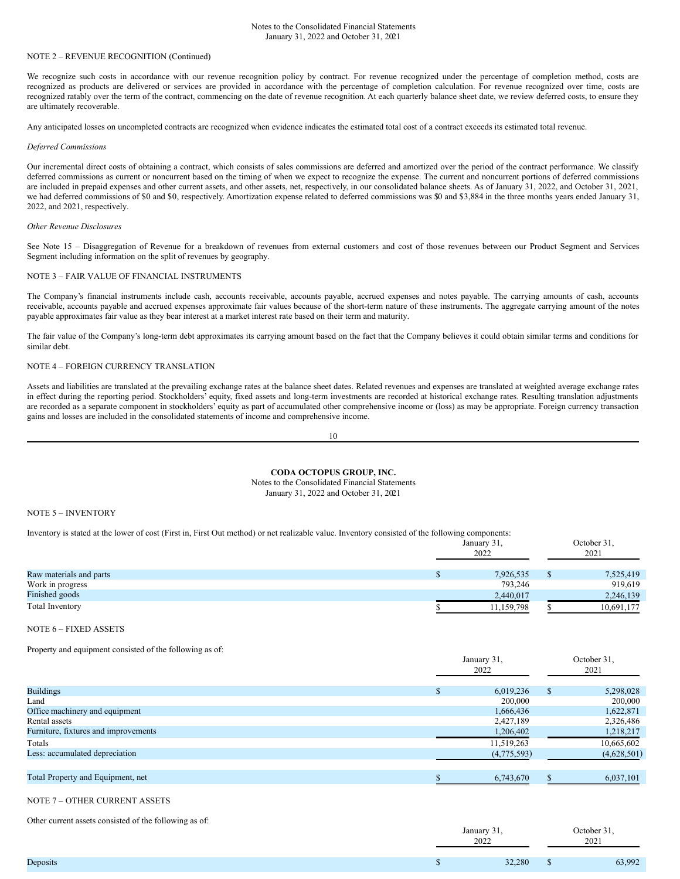NOTE 2 – REVENUE RECOGNITION (Continued)

We recognize such costs in accordance with our revenue recognition policy by contract. For revenue recognized under the percentage of completion method, costs are recognized as products are delivered or services are provided in accordance with the percentage of completion calculation. For revenue recognized over time, costs are recognized ratably over the term of the contract, commencing on the date of revenue recognition. At each quarterly balance sheet date, we review deferred costs, to ensure they are ultimately recoverable.

Any anticipated losses on uncompleted contracts are recognized when evidence indicates the estimated total cost of a contract exceeds its estimated total revenue.

*Deferred Commissions*

Our incremental direct costs of obtaining a contract, which consists of sales commissions are deferred and amortized over the period of the contract performance. We classify deferred commissions as current or noncurrent based on the timing of when we expect to recognize the expense. The current and noncurrent portions of deferred commissions are included in prepaid expenses and other current assets, and other assets, net, respectively, in our consolidated balance sheets. As of January 31, 2022, and October 31, 2021, we had deferred commissions of $0 and $0, respectively. Amortization expense related to deferred commissions was $0 and $3,884 in the three months years ended January 31, 2022, and 2021, respectively.

*Other Revenue Disclosures*

See Note 15 – Disaggregation of Revenue for a breakdown of revenues from external customers and cost of those revenues between our Product Segment and Services Segment including information on the split of revenues by geography.

NOTE 3 – FAIR VALUE OF FINANCIAL INSTRUMENTS

The Company's financial instruments include cash, accounts receivable, accounts payable, accrued expenses and notes payable. The carrying amounts of cash, accounts receivable, accounts payable and accrued expenses approximate fair values because of the short-term nature of these instruments. The aggregate carrying amount of the notes payable approximates fair value as they bear interest at a market interest rate based on their term and maturity.

The fair value of the Company's long-term debt approximates its carrying amount based on the fact that the Company believes it could obtain similar terms and conditions for similar debt.

NOTE 4 – FOREIGN CURRENCY TRANSLATION

Assets and liabilities are translated at the prevailing exchange rates at the balance sheet dates. Related revenues and expenses are translated at weighted average exchange rates in effect during the reporting period. Stockholders' equity, fixed assets and long-term investments are recorded at historical exchange rates. Resulting translation adjustments are recorded as a separate component in stockholders' equity as part of accumulated other comprehensive income or (loss) as may be appropriate. Foreign currency transaction gains and losses are included in the consolidated statements of income and comprehensive income.

NOTE 5 – INVENTORY

Inventory is stated at the lower of cost (First in, First Out method) or net realizable value. Inventory consisted of the following components:

| | January 31, 2022 | October 31, 2021 |
|---|---|---|
| Raw materials and parts | $ 7,926,535 | $ 7,525,419 |
| Work in progress | 793,246 | 919,619 |
| Finished goods | 2,440,017 | 2,246,139 |
| Total Inventory | $ 11,159,798 | $ 10,691,177 |

NOTE 6 – FIXED ASSETS

Property and equipment consisted of the following as of:

| | January 31, 2022 | October 31, 2021 |
|---|---|---|
| Buildings | $ 6,019,236 | $ 5,298,028 |
| Land | 200,000 | 200,000 |
| Office machinery and equipment | 1,666,436 | 1,622,871 |
| Rental assets | 2,427,189 | 2,326,486 |
| Furniture, fixtures and improvements | 1,206,402 | 1,218,217 |
| Totals | 11,519,263 | 10,665,602 |
| Less: accumulated depreciation | (4,775,593) | (4,628,501) |
| Total Property and Equipment, net | $ 6,743,670 | $ 6,037,101 |

NOTE 7 – OTHER CURRENT ASSETS

Other current assets consisted of the following as of:

| | January 31, 2022 | October 31, 2021 |
|---|---|---|
| Deposits | $ 32,280 | $ 63,992 |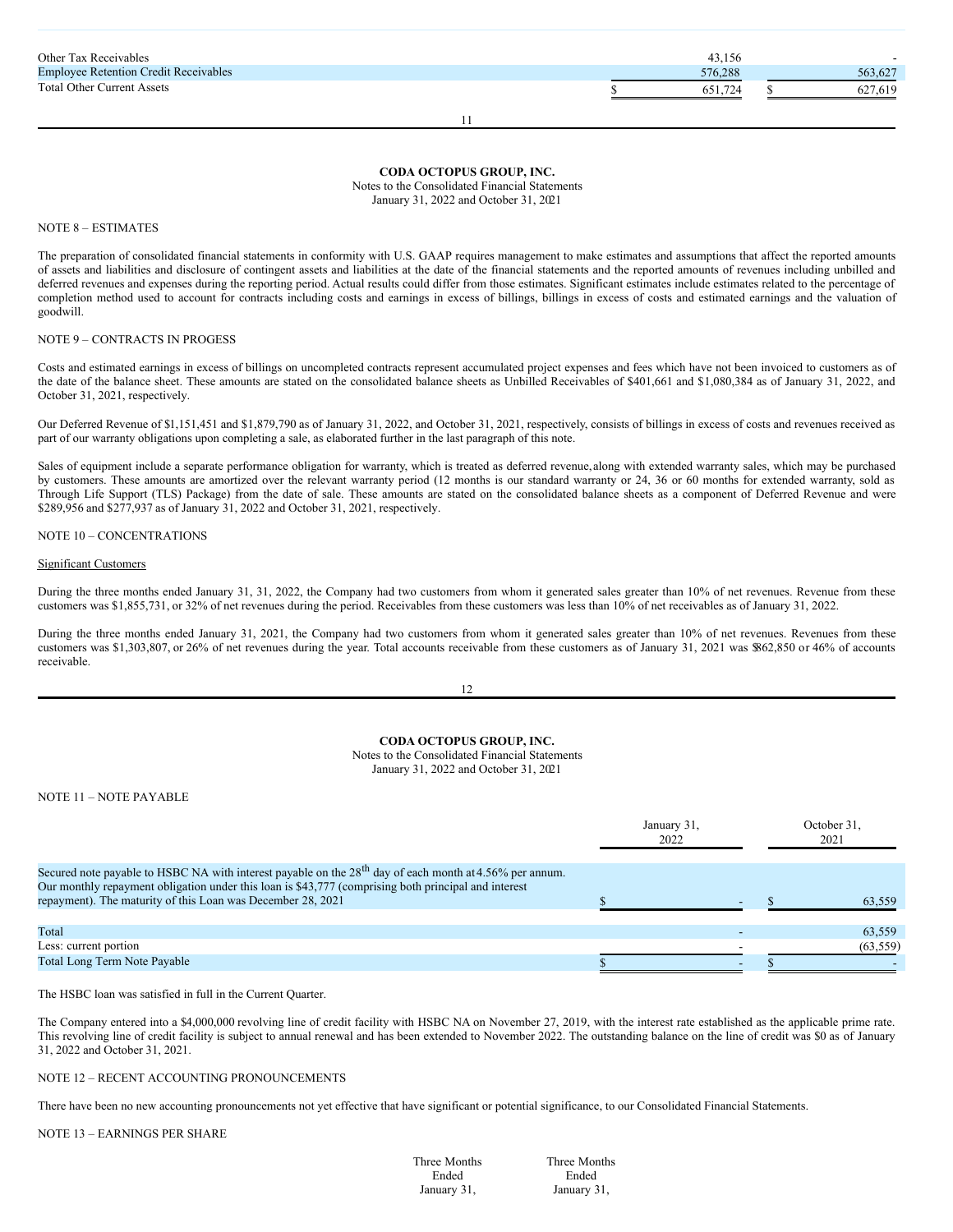| | | |
|---|---|---|
| Other Tax Receivables | 43,156 | - |
| Employee Retention Credit Receivables | 576,288 | 563,627 |
| Total Other Current Assets | $ 651,724 | $ 627,619 |

**CODA OCTOPUS GROUP, INC.**
Notes to the Consolidated Financial Statements
January 31, 2022 and October 31, 2021

NOTE 8 – ESTIMATES

The preparation of consolidated financial statements in conformity with U.S. GAAP requires management to make estimates and assumptions that affect the reported amounts of assets and liabilities and disclosure of contingent assets and liabilities at the date of the financial statements and the reported amounts of revenues including unbilled and deferred revenues and expenses during the reporting period. Actual results could differ from those estimates. Significant estimates include estimates related to the percentage of completion method used to account for contracts including costs and earnings in excess of billings, billings in excess of costs and estimated earnings and the valuation of goodwill.

NOTE 9 – CONTRACTS IN PROGESS

Costs and estimated earnings in excess of billings on uncompleted contracts represent accumulated project expenses and fees which have not been invoiced to customers as of the date of the balance sheet. These amounts are stated on the consolidated balance sheets as Unbilled Receivables of $401,661 and $1,080,384 as of January 31, 2022, and October 31, 2021, respectively.

Our Deferred Revenue of $1,151,451 and $1,879,790 as of January 31, 2022, and October 31, 2021, respectively, consists of billings in excess of costs and revenues received as part of our warranty obligations upon completing a sale, as elaborated further in the last paragraph of this note.

Sales of equipment include a separate performance obligation for warranty, which is treated as deferred revenue, along with extended warranty sales, which may be purchased by customers. These amounts are amortized over the relevant warranty period (12 months is our standard warranty or 24, 36 or 60 months for extended warranty, sold as Through Life Support (TLS) Package) from the date of sale. These amounts are stated on the consolidated balance sheets as a component of Deferred Revenue and were $289,956 and $277,937 as of January 31, 2022 and October 31, 2021, respectively.

NOTE 10 – CONCENTRATIONS

Significant Customers

During the three months ended January 31, 31, 2022, the Company had two customers from whom it generated sales greater than 10% of net revenues. Revenue from these customers was $1,855,731, or 32% of net revenues during the period. Receivables from these customers was less than 10% of net receivables as of January 31, 2022.

During the three months ended January 31, 2021, the Company had two customers from whom it generated sales greater than 10% of net revenues. Revenues from these customers was $1,303,807, or 26% of net revenues during the year. Total accounts receivable from these customers as of January 31, 2021 was $862,850 or 46% of accounts receivable.

**CODA OCTOPUS GROUP, INC.**
Notes to the Consolidated Financial Statements
January 31, 2022 and October 31, 2021

NOTE 11 – NOTE PAYABLE

| | January 31, 2022 | October 31, 2021 |
|---|---|---|
| Secured note payable to HSBC NA with interest payable on the 28th day of each month at 4.56% per annum. Our monthly repayment obligation under this loan is $43,777 (comprising both principal and interest repayment). The maturity of this Loan was December 28, 2021 | $ - | $ 63,559 |
| Total | - | 63,559 |
| Less: current portion | - | (63,559) |
| Total Long Term Note Payable | $ - | $ - |

The HSBC loan was satisfied in full in the Current Quarter.

The Company entered into a $4,000,000 revolving line of credit facility with HSBC NA on November 27, 2019, with the interest rate established as the applicable prime rate. This revolving line of credit facility is subject to annual renewal and has been extended to November 2022. The outstanding balance on the line of credit was $0 as of January 31, 2022 and October 31, 2021.

NOTE 12 – RECENT ACCOUNTING PRONOUNCEMENTS

There have been no new accounting pronouncements not yet effective that have significant or potential significance, to our Consolidated Financial Statements.

NOTE 13 – EARNINGS PER SHARE

| | Three Months Ended January 31, | Three Months Ended January 31, |
|---|---|---|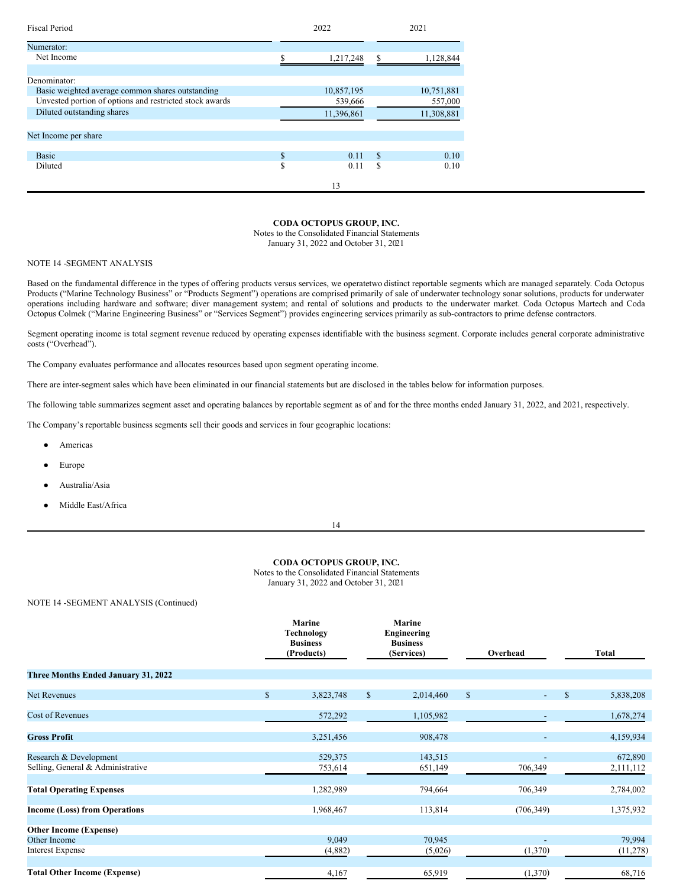| Fiscal Period | 2022 | 2021 |
|---|---|---|
| Numerator: | | |
| Net Income | $ 1,217,248 | $ 1,128,844 |
| | | |
| Denominator: | | |
| Basic weighted average common shares outstanding | 10,857,195 | 10,751,881 |
| Unvested portion of options and restricted stock awards | 539,666 | 557,000 |
| Diluted outstanding shares | 11,396,861 | 11,308,881 |
| | | |
| Net Income per share | | |
| Basic | $ 0.11 | $ 0.10 |
| Diluted | $ 0.11 | $ 0.10 |

**CODA OCTOPUS GROUP, INC.**
Notes to the Consolidated Financial Statements
January 31, 2022 and October 31, 2021

NOTE 14 -SEGMENT ANALYSIS

Based on the fundamental difference in the types of offering products versus services, we operatetwo distinct reportable segments which are managed separately. Coda Octopus Products ("Marine Technology Business" or "Products Segment") operations are comprised primarily of sale of underwater technology sonar solutions, products for underwater operations including hardware and software; diver management system; and rental of solutions and products to the underwater market. Coda Octopus Martech and Coda Octopus Colmek ("Marine Engineering Business" or "Services Segment") provides engineering services primarily as sub-contractors to prime defense contractors.

Segment operating income is total segment revenue reduced by operating expenses identifiable with the business segment. Corporate includes general corporate administrative costs ("Overhead").

The Company evaluates performance and allocates resources based upon segment operating income.

There are inter-segment sales which have been eliminated in our financial statements but are disclosed in the tables below for information purposes.

The following table summarizes segment asset and operating balances by reportable segment as of and for the three months ended January 31, 2022, and 2021, respectively.

The Company's reportable business segments sell their goods and services in four geographic locations:

- Americas
- Europe
- Australia/Asia
- Middle East/Africa

**CODA OCTOPUS GROUP, INC.**
Notes to the Consolidated Financial Statements
January 31, 2022 and October 31, 2021

NOTE 14 -SEGMENT ANALYSIS (Continued)

| | Marine Technology Business (Products) | Marine Engineering Business (Services) | Overhead | Total |
|---|---|---|---|---|
| **Three Months Ended January 31, 2022** | | | | |
| Net Revenues | $ 3,823,748 | $ 2,014,460 | $ - | $ 5,838,208 |
| Cost of Revenues | 572,292 | 1,105,982 | - | 1,678,274 |
| **Gross Profit** | 3,251,456 | 908,478 | - | 4,159,934 |
| Research & Development | 529,375 | 143,515 | - | 672,890 |
| Selling, General & Administrative | 753,614 | 651,149 | 706,349 | 2,111,112 |
| **Total Operating Expenses** | 1,282,989 | 794,664 | 706,349 | 2,784,002 |
| **Income (Loss) from Operations** | 1,968,467 | 113,814 | (706,349) | 1,375,932 |
| **Other Income (Expense)** | | | | |
| Other Income | 9,049 | 70,945 | - | 79,994 |
| Interest Expense | (4,882) | (5,026) | (1,370) | (11,278) |
| **Total Other Income (Expense)** | 4,167 | 65,919 | (1,370) | 68,716 |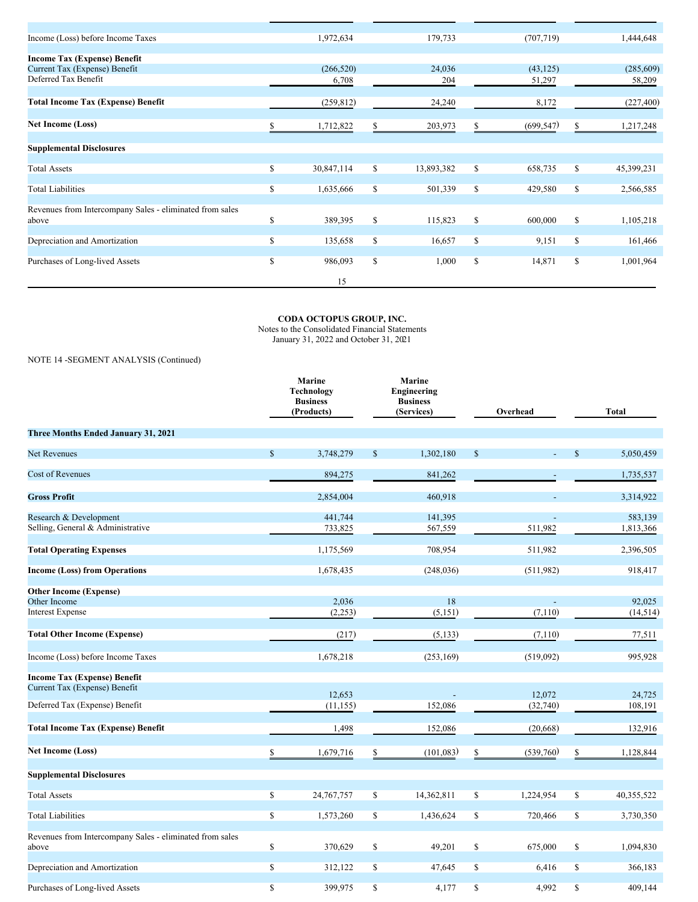| | | | | |
|---|---|---|---|---|
| Income (Loss) before Income Taxes | 1,972,634 | 179,733 | (707,719) | 1,444,648 |
| **Income Tax (Expense) Benefit** | | | | |
| Current Tax (Expense) Benefit | (266,520) | 24,036 | (43,125) | (285,609) |
| Deferred Tax Benefit | 6,708 | 204 | 51,297 | 58,209 |
| **Total Income Tax (Expense) Benefit** | (259,812) | 24,240 | 8,172 | (227,400) |
| **Net Income (Loss)** | $ 1,712,822 | $ 203,973 | $ (699,547) | $ 1,217,248 |
| **Supplemental Disclosures** | | | | |
| Total Assets | $ 30,847,114 | $ 13,893,382 | $ 658,735 | $ 45,399,231 |
| Total Liabilities | $ 1,635,666 | $ 501,339 | $ 429,580 | $ 2,566,585 |
| Revenues from Intercompany Sales - eliminated from sales above | $ 389,395 | $ 115,823 | $ 600,000 | $ 1,105,218 |
| Depreciation and Amortization | $ 135,658 | $ 16,657 | $ 9,151 | $ 161,466 |
| Purchases of Long-lived Assets | $ 986,093 | $ 1,000 | $ 14,871 | $ 1,001,964 |

**CODA OCTOPUS GROUP, INC.**
Notes to the Consolidated Financial Statements
January 31, 2022 and October 31, 2021

NOTE 14 -SEGMENT ANALYSIS (Continued)

| | Marine Technology Business (Products) | Marine Engineering Business (Services) | Overhead | Total |
|---|---|---|---|---|
| **Three Months Ended January 31, 2021** | | | | |
| Net Revenues | $ 3,748,279 | $ 1,302,180 | $ - | $ 5,050,459 |
| Cost of Revenues | 894,275 | 841,262 | - | 1,735,537 |
| **Gross Profit** | 2,854,004 | 460,918 | - | 3,314,922 |
| Research & Development | 441,744 | 141,395 | - | 583,139 |
| Selling, General & Administrative | 733,825 | 567,559 | 511,982 | 1,813,366 |
| **Total Operating Expenses** | 1,175,569 | 708,954 | 511,982 | 2,396,505 |
| **Income (Loss) from Operations** | 1,678,435 | (248,036) | (511,982) | 918,417 |
| **Other Income (Expense)** | | | | |
| Other Income | 2,036 | 18 | - | 92,025 |
| Interest Expense | (2,253) | (5,151) | (7,110) | (14,514) |
| **Total Other Income (Expense)** | (217) | (5,133) | (7,110) | 77,511 |
| Income (Loss) before Income Taxes | 1,678,218 | (253,169) | (519,092) | 995,928 |
| **Income Tax (Expense) Benefit** | | | | |
| Current Tax (Expense) Benefit | 12,653 | - | 12,072 | 24,725 |
| Deferred Tax (Expense) Benefit | (11,155) | 152,086 | (32,740) | 108,191 |
| **Total Income Tax (Expense) Benefit** | 1,498 | 152,086 | (20,668) | 132,916 |
| **Net Income (Loss)** | $ 1,679,716 | $ (101,083) | $ (539,760) | $ 1,128,844 |
| **Supplemental Disclosures** | | | | |
| Total Assets | $ 24,767,757 | $ 14,362,811 | $ 1,224,954 | $ 40,355,522 |
| Total Liabilities | $ 1,573,260 | $ 1,436,624 | $ 720,466 | $ 3,730,350 |
| Revenues from Intercompany Sales - eliminated from sales above | $ 370,629 | $ 49,201 | $ 675,000 | $ 1,094,830 |
| Depreciation and Amortization | $ 312,122 | $ 47,645 | $ 6,416 | $ 366,183 |
| Purchases of Long-lived Assets | $ 399,975 | $ 4,177 | $ 4,992 | $ 409,144 |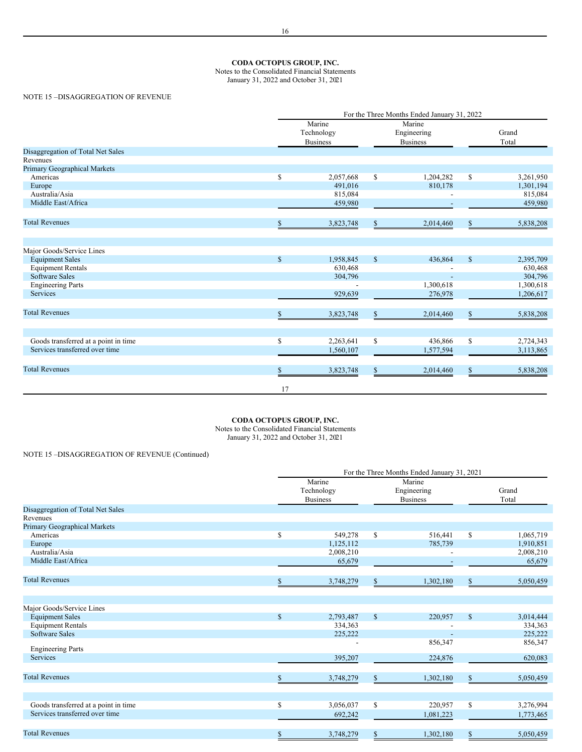**CODA OCTOPUS GROUP, INC.**
Notes to the Consolidated Financial Statements
January 31, 2022 and October 31, 2021

NOTE 15 –DISAGGREGATION OF REVENUE

| | For the Three Months Ended January 31, 2022 | | |
|---|---|---|---|
| | Marine Technology Business | Marine Engineering Business | Grand Total |
| Disaggregation of Total Net Sales | | | |
| Revenues | | | |
| Primary Geographical Markets | | | |
| Americas | $ 2,057,668 | $ 1,204,282 | $ 3,261,950 |
| Europe | 491,016 | 810,178 | 1,301,194 |
| Australia/Asia | 815,084 | - | 815,084 |
| Middle East/Africa | 459,980 | - | 459,980 |
| Total Revenues | $ 3,823,748 | $ 2,014,460 | $ 5,838,208 |
| | | | |
| Major Goods/Service Lines | | | |
| Equipment Sales | $ 1,958,845 | $ 436,864 | $ 2,395,709 |
| Equipment Rentals | 630,468 | - | 630,468 |
| Software Sales | 304,796 | - | 304,796 |
| Engineering Parts | - | 1,300,618 | 1,300,618 |
| Services | 929,639 | 276,978 | 1,206,617 |
| Total Revenues | $ 3,823,748 | $ 2,014,460 | $ 5,838,208 |
| | | | |
| Goods transferred at a point in time | $ 2,263,641 | $ 436,866 | $ 2,724,343 |
| Services transferred over time | 1,560,107 | 1,577,594 | 3,113,865 |
| Total Revenues | $ 3,823,748 | $ 2,014,460 | $ 5,838,208 |

**CODA OCTOPUS GROUP, INC.**
Notes to the Consolidated Financial Statements
January 31, 2022 and October 31, 2021

NOTE 15 –DISAGGREGATION OF REVENUE (Continued)

| | For the Three Months Ended January 31, 2021 | | |
|---|---|---|---|
| | Marine Technology Business | Marine Engineering Business | Grand Total |
| Disaggregation of Total Net Sales | | | |
| Revenues | | | |
| Primary Geographical Markets | | | |
| Americas | $ 549,278 | $ 516,441 | $ 1,065,719 |
| Europe | 1,125,112 | 785,739 | 1,910,851 |
| Australia/Asia | 2,008,210 | - | 2,008,210 |
| Middle East/Africa | 65,679 | - | 65,679 |
| Total Revenues | $ 3,748,279 | $ 1,302,180 | $ 5,050,459 |
| | | | |
| Major Goods/Service Lines | | | |
| Equipment Sales | $ 2,793,487 | $ 220,957 | $ 3,014,444 |
| Equipment Rentals | 334,363 | - | 334,363 |
| Software Sales | 225,222 | - | 225,222 |
| Engineering Parts | - | 856,347 | 856,347 |
| Services | 395,207 | 224,876 | 620,083 |
| Total Revenues | $ 3,748,279 | $ 1,302,180 | $ 5,050,459 |
| | | | |
| Goods transferred at a point in time | $ 3,056,037 | $ 220,957 | $ 3,276,994 |
| Services transferred over time | 692,242 | 1,081,223 | 1,773,465 |
| Total Revenues | $ 3,748,279 | $ 1,302,180 | $ 5,050,459 |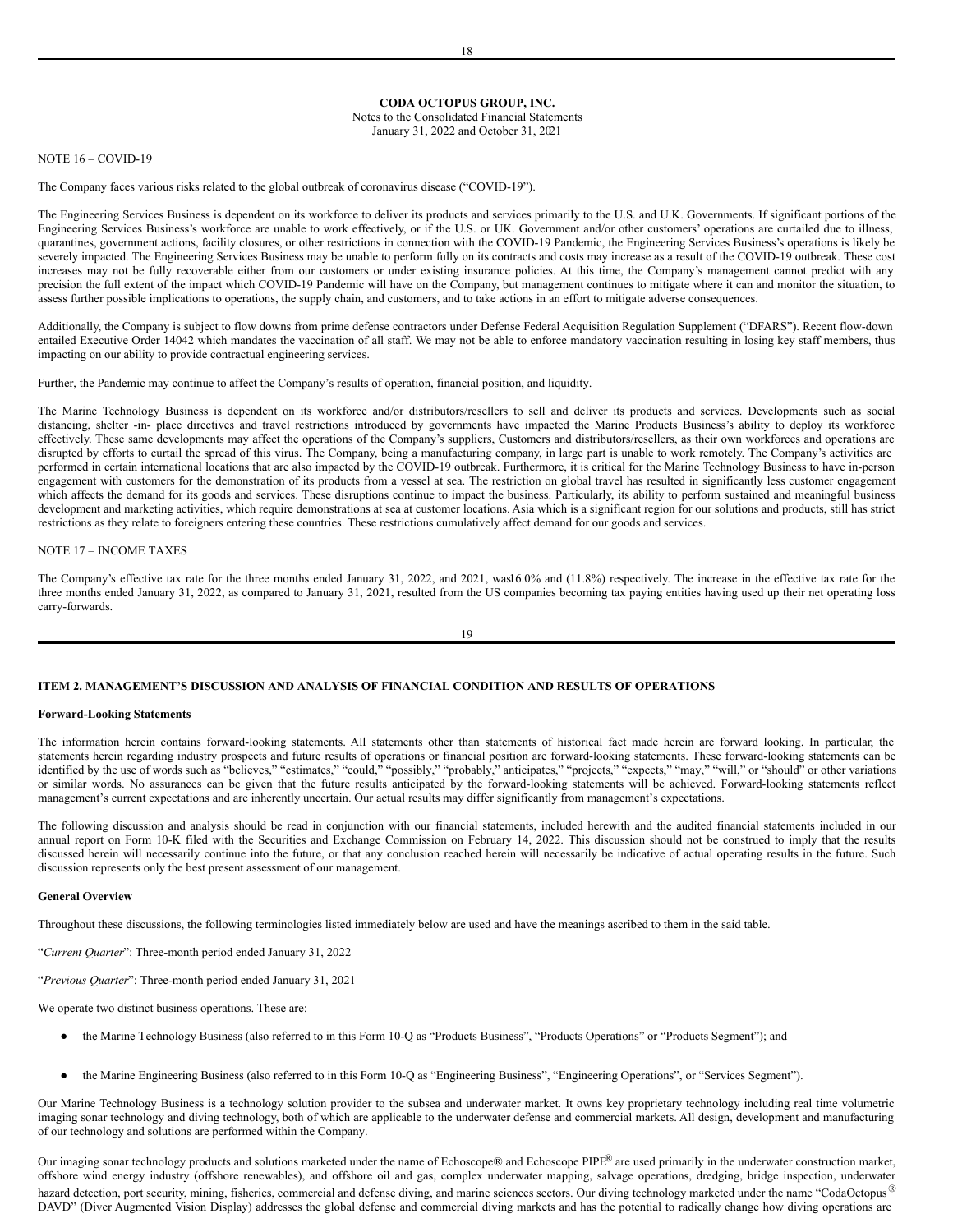**CODA OCTOPUS GROUP, INC.**
Notes to the Consolidated Financial Statements
January 31, 2022 and October 31, 2021

NOTE 16 – COVID-19

The Company faces various risks related to the global outbreak of coronavirus disease ("COVID-19").

The Engineering Services Business is dependent on its workforce to deliver its products and services primarily to the U.S. and U.K. Governments. If significant portions of the Engineering Services Business's workforce are unable to work effectively, or if the U.S. or UK. Government and/or other customers' operations are curtailed due to illness, quarantines, government actions, facility closures, or other restrictions in connection with the COVID-19 Pandemic, the Engineering Services Business's operations is likely be severely impacted. The Engineering Services Business may be unable to perform fully on its contracts and costs may increase as a result of the COVID-19 outbreak. These cost increases may not be fully recoverable either from our customers or under existing insurance policies. At this time, the Company's management cannot predict with any precision the full extent of the impact which COVID-19 Pandemic will have on the Company, but management continues to mitigate where it can and monitor the situation, to assess further possible implications to operations, the supply chain, and customers, and to take actions in an effort to mitigate adverse consequences.

Additionally, the Company is subject to flow downs from prime defense contractors under Defense Federal Acquisition Regulation Supplement ("DFARS"). Recent flow-down entailed Executive Order 14042 which mandates the vaccination of all staff. We may not be able to enforce mandatory vaccination resulting in losing key staff members, thus impacting on our ability to provide contractual engineering services.

Further, the Pandemic may continue to affect the Company's results of operation, financial position, and liquidity.

The Marine Technology Business is dependent on its workforce and/or distributors/resellers to sell and deliver its products and services. Developments such as social distancing, shelter -in- place directives and travel restrictions introduced by governments have impacted the Marine Products Business's ability to deploy its workforce effectively. These same developments may affect the operations of the Company's suppliers, Customers and distributors/resellers, as their own workforces and operations are disrupted by efforts to curtail the spread of this virus. The Company, being a manufacturing company, in large part is unable to work remotely. The Company's activities are performed in certain international locations that are also impacted by the COVID-19 outbreak. Furthermore, it is critical for the Marine Technology Business to have in-person engagement with customers for the demonstration of its products from a vessel at sea. The restriction on global travel has resulted in significantly less customer engagement which affects the demand for its goods and services. These disruptions continue to impact the business. Particularly, its ability to perform sustained and meaningful business development and marketing activities, which require demonstrations at sea at customer locations. Asia which is a significant region for our solutions and products, still has strict restrictions as they relate to foreigners entering these countries. These restrictions cumulatively affect demand for our goods and services.

NOTE 17 – INCOME TAXES

The Company's effective tax rate for the three months ended January 31, 2022, and 2021, was16.0% and (11.8%) respectively. The increase in the effective tax rate for the three months ended January 31, 2022, as compared to January 31, 2021, resulted from the US companies becoming tax paying entities having used up their net operating loss carry-forwards.

## ITEM 2. MANAGEMENT'S DISCUSSION AND ANALYSIS OF FINANCIAL CONDITION AND RESULTS OF OPERATIONS

### Forward-Looking Statements

The information herein contains forward-looking statements. All statements other than statements of historical fact made herein are forward looking. In particular, the statements herein regarding industry prospects and future results of operations or financial position are forward-looking statements. These forward-looking statements can be identified by the use of words such as "believes," "estimates," "could," "possibly," "probably," anticipates," "projects," "expects," "may," "will," or "should" or other variations or similar words. No assurances can be given that the future results anticipated by the forward-looking statements will be achieved. Forward-looking statements reflect management's current expectations and are inherently uncertain. Our actual results may differ significantly from management's expectations.

The following discussion and analysis should be read in conjunction with our financial statements, included herewith and the audited financial statements included in our annual report on Form 10-K filed with the Securities and Exchange Commission on February 14, 2022. This discussion should not be construed to imply that the results discussed herein will necessarily continue into the future, or that any conclusion reached herein will necessarily be indicative of actual operating results in the future. Such discussion represents only the best present assessment of our management.

### General Overview

Throughout these discussions, the following terminologies listed immediately below are used and have the meanings ascribed to them in the said table.

"*Current Quarter*": Three-month period ended January 31, 2022

"*Previous Quarter*": Three-month period ended January 31, 2021

We operate two distinct business operations. These are:

- the Marine Technology Business (also referred to in this Form 10-Q as "Products Business", "Products Operations" or "Products Segment"); and
- the Marine Engineering Business (also referred to in this Form 10-Q as "Engineering Business", "Engineering Operations", or "Services Segment").

Our Marine Technology Business is a technology solution provider to the subsea and underwater market. It owns key proprietary technology including real time volumetric imaging sonar technology and diving technology, both of which are applicable to the underwater defense and commercial markets. All design, development and manufacturing of our technology and solutions are performed within the Company.

Our imaging sonar technology products and solutions marketed under the name of Echoscope® and Echoscope PIPE® are used primarily in the underwater construction market, offshore wind energy industry (offshore renewables), and offshore oil and gas, complex underwater mapping, salvage operations, dredging, bridge inspection, underwater hazard detection, port security, mining, fisheries, commercial and defense diving, and marine sciences sectors. Our diving technology marketed under the name "CodaOctopus® DAVD" (Diver Augmented Vision Display) addresses the global defense and commercial diving markets and has the potential to radically change how diving operations are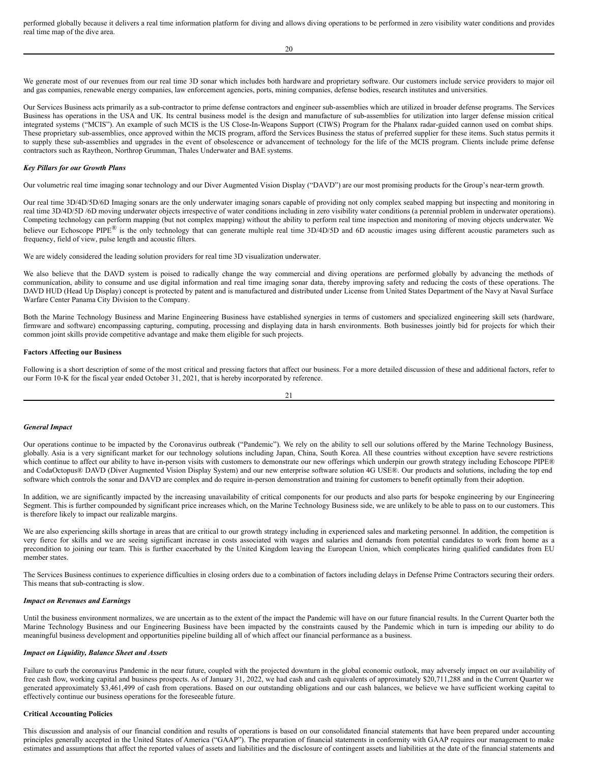performed globally because it delivers a real time information platform for diving and allows diving operations to be performed in zero visibility water conditions and provides real time map of the dive area.

We generate most of our revenues from our real time 3D sonar which includes both hardware and proprietary software. Our customers include service providers to major oil and gas companies, renewable energy companies, law enforcement agencies, ports, mining companies, defense bodies, research institutes and universities.

Our Services Business acts primarily as a sub-contractor to prime defense contractors and engineer sub-assemblies which are utilized in broader defense programs. The Services Business has operations in the USA and UK. Its central business model is the design and manufacture of sub-assemblies for utilization into larger defense mission critical integrated systems ("MCIS"). An example of such MCIS is the US Close-In-Weapons Support (CIWS) Program for the Phalanx radar-guided cannon used on combat ships. These proprietary sub-assemblies, once approved within the MCIS program, afford the Services Business the status of preferred supplier for these items. Such status permits it to supply these sub-assemblies and upgrades in the event of obsolescence or advancement of technology for the life of the MCIS program. Clients include prime defense contractors such as Raytheon, Northrop Grumman, Thales Underwater and BAE systems.

***Key Pillars for our Growth Plans***

Our volumetric real time imaging sonar technology and our Diver Augmented Vision Display ("DAVD") are our most promising products for the Group's near-term growth.

Our real time 3D/4D/5D/6D Imaging sonars are the only underwater imaging sonars capable of providing not only complex seabed mapping but inspecting and monitoring in real time 3D/4D/5D /6D moving underwater objects irrespective of water conditions including in zero visibility water conditions (a perennial problem in underwater operations). Competing technology can perform mapping (but not complex mapping) without the ability to perform real time inspection and monitoring of moving objects underwater. We believe our Echoscope PIPE® is the only technology that can generate multiple real time 3D/4D/5D and 6D acoustic images using different acoustic parameters such as frequency, field of view, pulse length and acoustic filters.

We are widely considered the leading solution providers for real time 3D visualization underwater.

We also believe that the DAVD system is poised to radically change the way commercial and diving operations are performed globally by advancing the methods of communication, ability to consume and use digital information and real time imaging sonar data, thereby improving safety and reducing the costs of these operations. The DAVD HUD (Head Up Display) concept is protected by patent and is manufactured and distributed under License from United States Department of the Navy at Naval Surface Warfare Center Panama City Division to the Company.

Both the Marine Technology Business and Marine Engineering Business have established synergies in terms of customers and specialized engineering skill sets (hardware, firmware and software) encompassing capturing, computing, processing and displaying data in harsh environments. Both businesses jointly bid for projects for which their common joint skills provide competitive advantage and make them eligible for such projects.

**Factors Affecting our Business**

Following is a short description of some of the most critical and pressing factors that affect our business. For a more detailed discussion of these and additional factors, refer to our Form 10-K for the fiscal year ended October 31, 2021, that is hereby incorporated by reference.

***General Impact***

Our operations continue to be impacted by the Coronavirus outbreak ("Pandemic"). We rely on the ability to sell our solutions offered by the Marine Technology Business, globally. Asia is a very significant market for our technology solutions including Japan, China, South Korea. All these countries without exception have severe restrictions which continue to affect our ability to have in-person visits with customers to demonstrate our new offerings which underpin our growth strategy including Echoscope PIPE® and CodaOctopus® DAVD (Diver Augmented Vision Display System) and our new enterprise software solution 4G USE®. Our products and solutions, including the top end software which controls the sonar and DAVD are complex and do require in-person demonstration and training for customers to benefit optimally from their adoption.

In addition, we are significantly impacted by the increasing unavailability of critical components for our products and also parts for bespoke engineering by our Engineering Segment. This is further compounded by significant price increases which, on the Marine Technology Business side, we are unlikely to be able to pass on to our customers. This is therefore likely to impact our realizable margins.

We are also experiencing skills shortage in areas that are critical to our growth strategy including in experienced sales and marketing personnel. In addition, the competition is very fierce for skills and we are seeing significant increase in costs associated with wages and salaries and demands from potential candidates to work from home as a precondition to joining our team. This is further exacerbated by the United Kingdom leaving the European Union, which complicates hiring qualified candidates from EU member states.

The Services Business continues to experience difficulties in closing orders due to a combination of factors including delays in Defense Prime Contractors securing their orders. This means that sub-contracting is slow.

***Impact on Revenues and Earnings***

Until the business environment normalizes, we are uncertain as to the extent of the impact the Pandemic will have on our future financial results. In the Current Quarter both the Marine Technology Business and our Engineering Business have been impacted by the constraints caused by the Pandemic which in turn is impeding our ability to do meaningful business development and opportunities pipeline building all of which affect our financial performance as a business.

***Impact on Liquidity, Balance Sheet and Assets***

Failure to curb the coronavirus Pandemic in the near future, coupled with the projected downturn in the global economic outlook, may adversely impact on our availability of free cash flow, working capital and business prospects. As of January 31, 2022, we had cash and cash equivalents of approximately $20,711,288 and in the Current Quarter we generated approximately $3,461,499 of cash from operations. Based on our outstanding obligations and our cash balances, we believe we have sufficient working capital to effectively continue our business operations for the foreseeable future.

**Critical Accounting Policies**

This discussion and analysis of our financial condition and results of operations is based on our consolidated financial statements that have been prepared under accounting principles generally accepted in the United States of America ("GAAP"). The preparation of financial statements in conformity with GAAP requires our management to make estimates and assumptions that affect the reported values of assets and liabilities and the disclosure of contingent assets and liabilities at the date of the financial statements and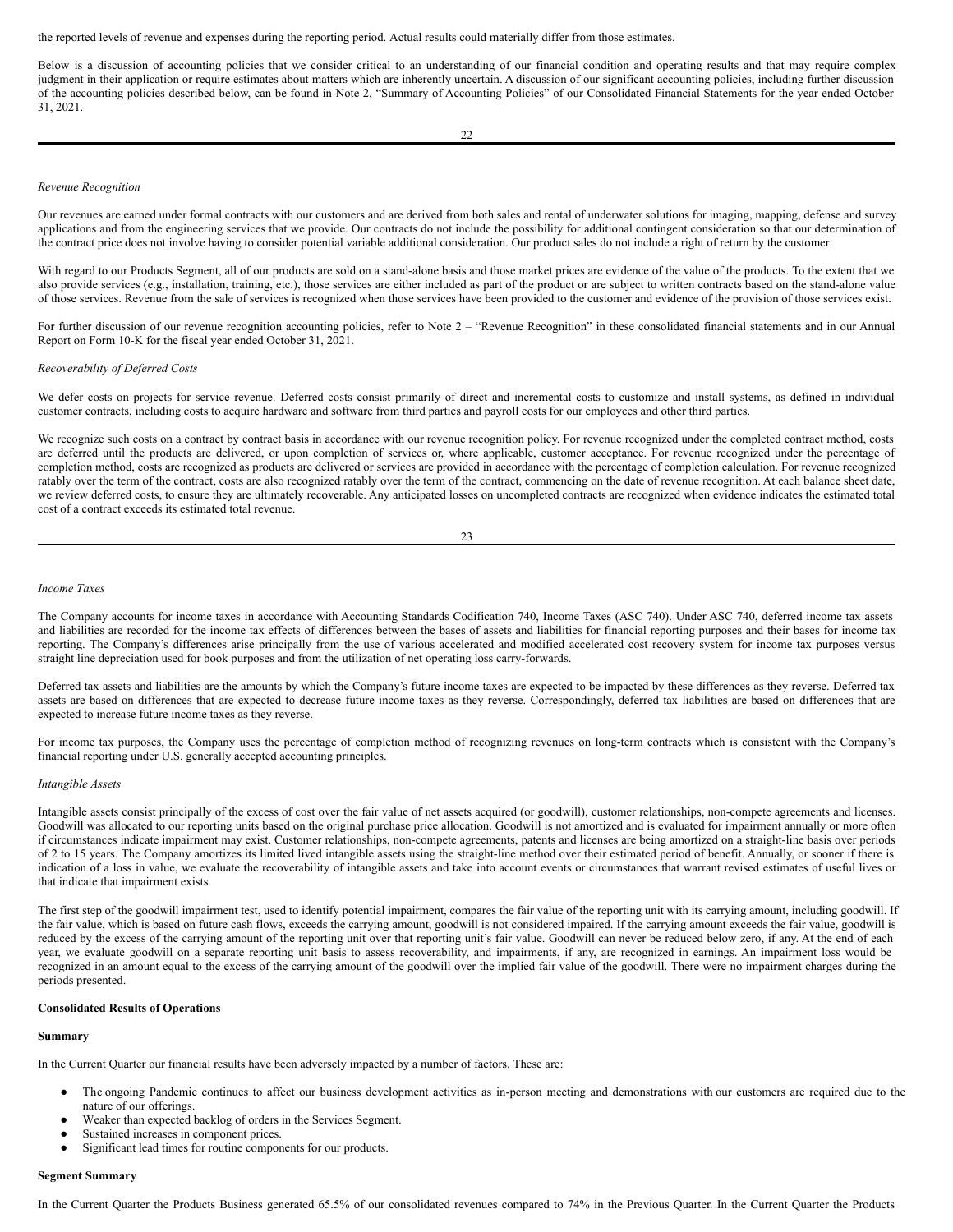the reported levels of revenue and expenses during the reporting period. Actual results could materially differ from those estimates.

Below is a discussion of accounting policies that we consider critical to an understanding of our financial condition and operating results and that may require complex judgment in their application or require estimates about matters which are inherently uncertain. A discussion of our significant accounting policies, including further discussion of the accounting policies described below, can be found in Note 2, "Summary of Accounting Policies" of our Consolidated Financial Statements for the year ended October 31, 2021.

*Revenue Recognition*

Our revenues are earned under formal contracts with our customers and are derived from both sales and rental of underwater solutions for imaging, mapping, defense and survey applications and from the engineering services that we provide. Our contracts do not include the possibility for additional contingent consideration so that our determination of the contract price does not involve having to consider potential variable additional consideration. Our product sales do not include a right of return by the customer.

With regard to our Products Segment, all of our products are sold on a stand-alone basis and those market prices are evidence of the value of the products. To the extent that we also provide services (e.g., installation, training, etc.), those services are either included as part of the product or are subject to written contracts based on the stand-alone value of those services. Revenue from the sale of services is recognized when those services have been provided to the customer and evidence of the provision of those services exist.

For further discussion of our revenue recognition accounting policies, refer to Note 2 – "Revenue Recognition" in these consolidated financial statements and in our Annual Report on Form 10-K for the fiscal year ended October 31, 2021.

*Recoverability of Deferred Costs*

We defer costs on projects for service revenue. Deferred costs consist primarily of direct and incremental costs to customize and install systems, as defined in individual customer contracts, including costs to acquire hardware and software from third parties and payroll costs for our employees and other third parties.

We recognize such costs on a contract by contract basis in accordance with our revenue recognition policy. For revenue recognized under the completed contract method, costs are deferred until the products are delivered, or upon completion of services or, where applicable, customer acceptance. For revenue recognized under the percentage of completion method, costs are recognized as products are delivered or services are provided in accordance with the percentage of completion calculation. For revenue recognized ratably over the term of the contract, costs are also recognized ratably over the term of the contract, commencing on the date of revenue recognition. At each balance sheet date, we review deferred costs, to ensure they are ultimately recoverable. Any anticipated losses on uncompleted contracts are recognized when evidence indicates the estimated total cost of a contract exceeds its estimated total revenue.

*Income Taxes*

The Company accounts for income taxes in accordance with Accounting Standards Codification 740, Income Taxes (ASC 740). Under ASC 740, deferred income tax assets and liabilities are recorded for the income tax effects of differences between the bases of assets and liabilities for financial reporting purposes and their bases for income tax reporting. The Company's differences arise principally from the use of various accelerated and modified accelerated cost recovery system for income tax purposes versus straight line depreciation used for book purposes and from the utilization of net operating loss carry-forwards.

Deferred tax assets and liabilities are the amounts by which the Company's future income taxes are expected to be impacted by these differences as they reverse. Deferred tax assets are based on differences that are expected to decrease future income taxes as they reverse. Correspondingly, deferred tax liabilities are based on differences that are expected to increase future income taxes as they reverse.

For income tax purposes, the Company uses the percentage of completion method of recognizing revenues on long-term contracts which is consistent with the Company's financial reporting under U.S. generally accepted accounting principles.

*Intangible Assets*

Intangible assets consist principally of the excess of cost over the fair value of net assets acquired (or goodwill), customer relationships, non-compete agreements and licenses. Goodwill was allocated to our reporting units based on the original purchase price allocation. Goodwill is not amortized and is evaluated for impairment annually or more often if circumstances indicate impairment may exist. Customer relationships, non-compete agreements, patents and licenses are being amortized on a straight-line basis over periods of 2 to 15 years. The Company amortizes its limited lived intangible assets using the straight-line method over their estimated period of benefit. Annually, or sooner if there is indication of a loss in value, we evaluate the recoverability of intangible assets and take into account events or circumstances that warrant revised estimates of useful lives or that indicate that impairment exists.

The first step of the goodwill impairment test, used to identify potential impairment, compares the fair value of the reporting unit with its carrying amount, including goodwill. If the fair value, which is based on future cash flows, exceeds the carrying amount, goodwill is not considered impaired. If the carrying amount exceeds the fair value, goodwill is reduced by the excess of the carrying amount of the reporting unit over that reporting unit's fair value. Goodwill can never be reduced below zero, if any. At the end of each year, we evaluate goodwill on a separate reporting unit basis to assess recoverability, and impairments, if any, are recognized in earnings. An impairment loss would be recognized in an amount equal to the excess of the carrying amount of the goodwill over the implied fair value of the goodwill. There were no impairment charges during the periods presented.

**Consolidated Results of Operations**

**Summary**

In the Current Quarter our financial results have been adversely impacted by a number of factors. These are:

- The ongoing Pandemic continues to affect our business development activities as in-person meeting and demonstrations with our customers are required due to the nature of our offerings.
- Weaker than expected backlog of orders in the Services Segment.
- Sustained increases in component prices.
- Significant lead times for routine components for our products.

**Segment Summary**

In the Current Quarter the Products Business generated 65.5% of our consolidated revenues compared to 74% in the Previous Quarter. In the Current Quarter the Products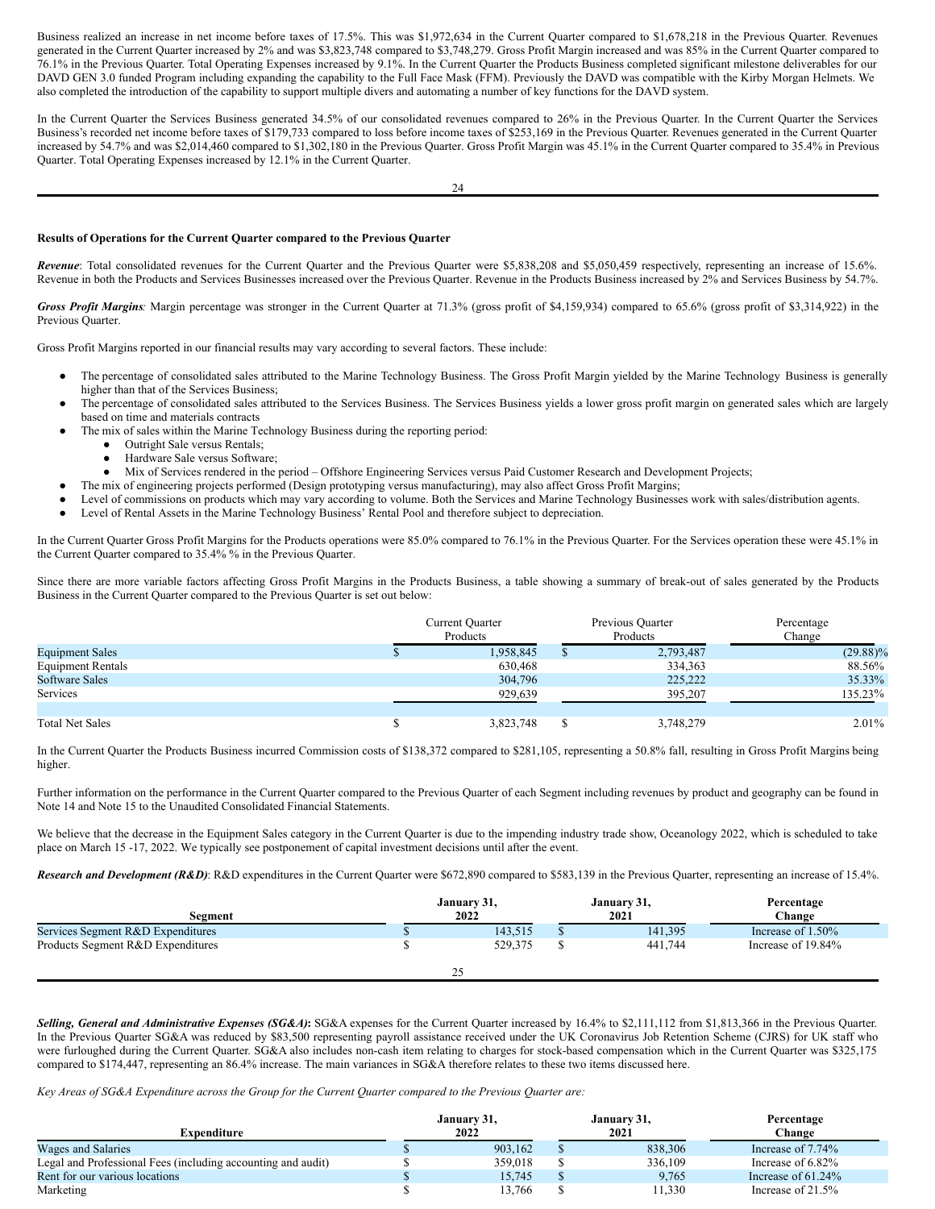Business realized an increase in net income before taxes of 17.5%. This was $1,972,634 in the Current Quarter compared to $1,678,218 in the Previous Quarter. Revenues generated in the Current Quarter increased by 2% and was $3,823,748 compared to $3,748,279. Gross Profit Margin increased and was 85% in the Current Quarter compared to 76.1% in the Previous Quarter. Total Operating Expenses increased by 9.1%. In the Current Quarter the Products Business completed significant milestone deliverables for our DAVD GEN 3.0 funded Program including expanding the capability to the Full Face Mask (FFM). Previously the DAVD was compatible with the Kirby Morgan Helmets. We also completed the introduction of the capability to support multiple divers and automating a number of key functions for the DAVD system.

In the Current Quarter the Services Business generated 34.5% of our consolidated revenues compared to 26% in the Previous Quarter. In the Current Quarter the Services Business's recorded net income before taxes of $179,733 compared to loss before income taxes of $253,169 in the Previous Quarter. Revenues generated in the Current Quarter increased by 54.7% and was $2,014,460 compared to $1,302,180 in the Previous Quarter. Gross Profit Margin was 45.1% in the Current Quarter compared to 35.4% in Previous Quarter. Total Operating Expenses increased by 12.1% in the Current Quarter.

**Results of Operations for the Current Quarter compared to the Previous Quarter**

***Revenue***: Total consolidated revenues for the Current Quarter and the Previous Quarter were $5,838,208 and $5,050,459 respectively, representing an increase of 15.6%. Revenue in both the Products and Services Businesses increased over the Previous Quarter. Revenue in the Products Business increased by 2% and Services Business by 54.7%.

***Gross Profit Margins***: Margin percentage was stronger in the Current Quarter at 71.3% (gross profit of $4,159,934) compared to 65.6% (gross profit of $3,314,922) in the Previous Quarter.

Gross Profit Margins reported in our financial results may vary according to several factors. These include:

- The percentage of consolidated sales attributed to the Marine Technology Business. The Gross Profit Margin yielded by the Marine Technology Business is generally higher than that of the Services Business;
- The percentage of consolidated sales attributed to the Services Business. The Services Business yields a lower gross profit margin on generated sales which are largely based on time and materials contracts
- The mix of sales within the Marine Technology Business during the reporting period:
  - Outright Sale versus Rentals;
  - Hardware Sale versus Software;
  - Mix of Services rendered in the period – Offshore Engineering Services versus Paid Customer Research and Development Projects;
- The mix of engineering projects performed (Design prototyping versus manufacturing), may also affect Gross Profit Margins;
- Level of commissions on products which may vary according to volume. Both the Services and Marine Technology Businesses work with sales/distribution agents.
- Level of Rental Assets in the Marine Technology Business' Rental Pool and therefore subject to depreciation.

In the Current Quarter Gross Profit Margins for the Products operations were 85.0% compared to 76.1% in the Previous Quarter. For the Services operation these were 45.1% in the Current Quarter compared to 35.4% % in the Previous Quarter.

Since there are more variable factors affecting Gross Profit Margins in the Products Business, a table showing a summary of break-out of sales generated by the Products Business in the Current Quarter compared to the Previous Quarter is set out below:

| | Current Quarter Products | Previous Quarter Products | Percentage Change |
|---|---|---|---|
| Equipment Sales | $ 1,958,845 | $ 2,793,487 | (29.88)% |
| Equipment Rentals | 630,468 | 334,363 | 88.56% |
| Software Sales | 304,796 | 225,222 | 35.33% |
| Services | 929,639 | 395,207 | 135.23% |
| Total Net Sales | $ 3,823,748 | $ 3,748,279 | 2.01% |

In the Current Quarter the Products Business incurred Commission costs of $138,372 compared to $281,105, representing a 50.8% fall, resulting in Gross Profit Margins being higher.

Further information on the performance in the Current Quarter compared to the Previous Quarter of each Segment including revenues by product and geography can be found in Note 14 and Note 15 to the Unaudited Consolidated Financial Statements.

We believe that the decrease in the Equipment Sales category in the Current Quarter is due to the impending industry trade show, Oceanology 2022, which is scheduled to take place on March 15 -17, 2022. We typically see postponement of capital investment decisions until after the event.

***Research and Development (R&D)***: R&D expenditures in the Current Quarter were $672,890 compared to $583,139 in the Previous Quarter, representing an increase of 15.4%.

| Segment | January 31, 2022 | January 31, 2021 | Percentage Change |
|---|---|---|---|
| Services Segment R&D Expenditures | $ 143,515 | $ 141,395 | Increase of 1.50% |
| Products Segment R&D Expenditures | $ 529,375 | $ 441,744 | Increase of 19.84% |

***Selling, General and Administrative Expenses (SG&A)*:** SG&A expenses for the Current Quarter increased by 16.4% to $2,111,112 from $1,813,366 in the Previous Quarter. In the Previous Quarter SG&A was reduced by $83,500 representing payroll assistance received under the UK Coronavirus Job Retention Scheme (CJRS) for UK staff who were furloughed during the Current Quarter. SG&A also includes non-cash item relating to charges for stock-based compensation which in the Current Quarter was $325,175 compared to $174,447, representing an 86.4% increase. The main variances in SG&A therefore relates to these two items discussed here.

*Key Areas of SG&A Expenditure across the Group for the Current Quarter compared to the Previous Quarter are:*

| Expenditure | January 31, 2022 | January 31, 2021 | Percentage Change |
|---|---|---|---|
| Wages and Salaries | $ 903,162 | $ 838,306 | Increase of 7.74% |
| Legal and Professional Fees (including accounting and audit) | $ 359,018 | $ 336,109 | Increase of 6.82% |
| Rent for our various locations | $ 15,745 | $ 9,765 | Increase of 61.24% |
| Marketing | $ 13,766 | $ 11,330 | Increase of 21.5% |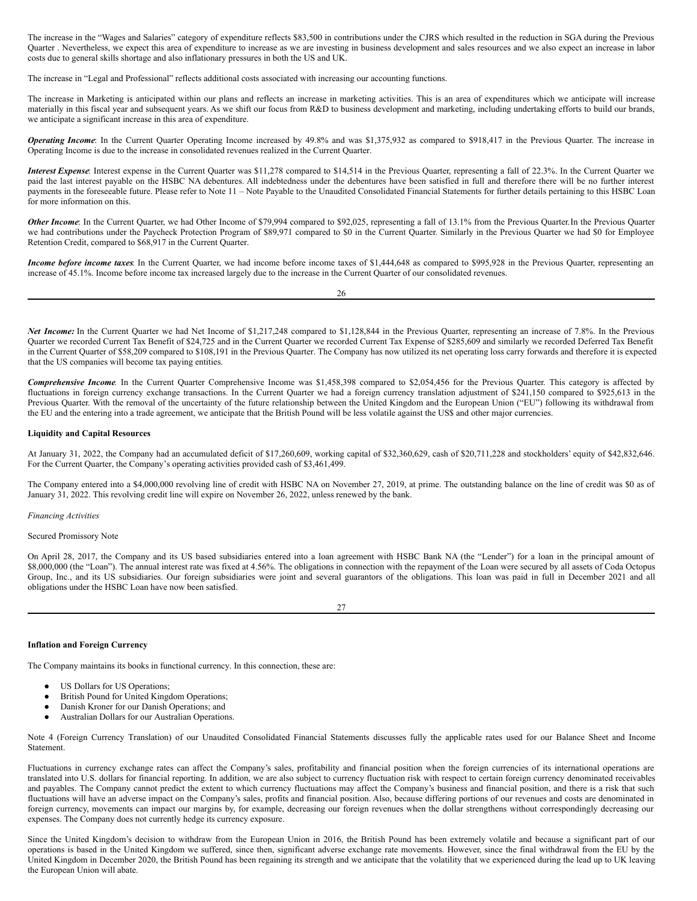The increase in the "Wages and Salaries" category of expenditure reflects $83,500 in contributions under the CJRS which resulted in the reduction in SGA during the Previous Quarter . Nevertheless, we expect this area of expenditure to increase as we are investing in business development and sales resources and we also expect an increase in labor costs due to general skills shortage and also inflationary pressures in both the US and UK.

The increase in "Legal and Professional" reflects additional costs associated with increasing our accounting functions.

The increase in Marketing is anticipated within our plans and reflects an increase in marketing activities. This is an area of expenditures which we anticipate will increase materially in this fiscal year and subsequent years. As we shift our focus from R&D to business development and marketing, including undertaking efforts to build our brands, we anticipate a significant increase in this area of expenditure.

***Operating Income***: In the Current Quarter Operating Income increased by 49.8% and was $1,375,932 as compared to $918,417 in the Previous Quarter. The increase in Operating Income is due to the increase in consolidated revenues realized in the Current Quarter.

***Interest Expense***: Interest expense in the Current Quarter was $11,278 compared to $14,514 in the Previous Quarter, representing a fall of 22.3%. In the Current Quarter we paid the last interest payable on the HSBC NA debentures. All indebtedness under the debentures have been satisfied in full and therefore there will be no further interest payments in the foreseeable future. Please refer to Note 11 – Note Payable to the Unaudited Consolidated Financial Statements for further details pertaining to this HSBC Loan for more information on this.

***Other Income***: In the Current Quarter, we had Other Income of $79,994 compared to $92,025, representing a fall of 13.1% from the Previous Quarter.In the Previous Quarter we had contributions under the Paycheck Protection Program of $89,971 compared to $0 in the Current Quarter. Similarly in the Previous Quarter we had $0 for Employee Retention Credit, compared to $68,917 in the Current Quarter.

***Income before income taxes***: In the Current Quarter, we had income before income taxes of $1,444,648 as compared to $995,928 in the Previous Quarter, representing an increase of 45.1%. Income before income tax increased largely due to the increase in the Current Quarter of our consolidated revenues.

***Net Income:*** In the Current Quarter we had Net Income of $1,217,248 compared to $1,128,844 in the Previous Quarter, representing an increase of 7.8%. In the Previous Quarter we recorded Current Tax Benefit of $24,725 and in the Current Quarter we recorded Current Tax Expense of $285,609 and similarly we recorded Deferred Tax Benefit in the Current Quarter of $58,209 compared to $108,191 in the Previous Quarter. The Company has now utilized its net operating loss carry forwards and therefore it is expected that the US companies will become tax paying entities.

***Comprehensive Income***. In the Current Quarter Comprehensive Income was $1,458,398 compared to $2,054,456 for the Previous Quarter. This category is affected by fluctuations in foreign currency exchange transactions. In the Current Quarter we had a foreign currency translation adjustment of $241,150 compared to $925,613 in the Previous Quarter. With the removal of the uncertainty of the future relationship between the United Kingdom and the European Union ("EU") following its withdrawal from the EU and the entering into a trade agreement, we anticipate that the British Pound will be less volatile against the US$ and other major currencies.

**Liquidity and Capital Resources**

At January 31, 2022, the Company had an accumulated deficit of $17,260,609, working capital of $32,360,629, cash of $20,711,228 and stockholders' equity of $42,832,646. For the Current Quarter, the Company's operating activities provided cash of $3,461,499.

The Company entered into a $4,000,000 revolving line of credit with HSBC NA on November 27, 2019, at prime. The outstanding balance on the line of credit was $0 as of January 31, 2022. This revolving credit line will expire on November 26, 2022, unless renewed by the bank.

*Financing Activities*

Secured Promissory Note

On April 28, 2017, the Company and its US based subsidiaries entered into a loan agreement with HSBC Bank NA (the "Lender") for a loan in the principal amount of $8,000,000 (the "Loan"). The annual interest rate was fixed at 4.56%. The obligations in connection with the repayment of the Loan were secured by all assets of Coda Octopus Group, Inc., and its US subsidiaries. Our foreign subsidiaries were joint and several guarantors of the obligations. This loan was paid in full in December 2021 and all obligations under the HSBC Loan have now been satisfied.

**Inflation and Foreign Currency**

The Company maintains its books in functional currency. In this connection, these are:

- US Dollars for US Operations;
- British Pound for United Kingdom Operations;
- Danish Kroner for our Danish Operations; and
- Australian Dollars for our Australian Operations.

Note 4 (Foreign Currency Translation) of our Unaudited Consolidated Financial Statements discusses fully the applicable rates used for our Balance Sheet and Income Statement.

Fluctuations in currency exchange rates can affect the Company's sales, profitability and financial position when the foreign currencies of its international operations are translated into U.S. dollars for financial reporting. In addition, we are also subject to currency fluctuation risk with respect to certain foreign currency denominated receivables and payables. The Company cannot predict the extent to which currency fluctuations may affect the Company's business and financial position, and there is a risk that such fluctuations will have an adverse impact on the Company's sales, profits and financial position. Also, because differing portions of our revenues and costs are denominated in foreign currency, movements can impact our margins by, for example, decreasing our foreign revenues when the dollar strengthens without correspondingly decreasing our expenses. The Company does not currently hedge its currency exposure.

Since the United Kingdom's decision to withdraw from the European Union in 2016, the British Pound has been extremely volatile and because a significant part of our operations is based in the United Kingdom we suffered, since then, significant adverse exchange rate movements. However, since the final withdrawal from the EU by the United Kingdom in December 2020, the British Pound has been regaining its strength and we anticipate that the volatility that we experienced during the lead up to UK leaving the European Union will abate.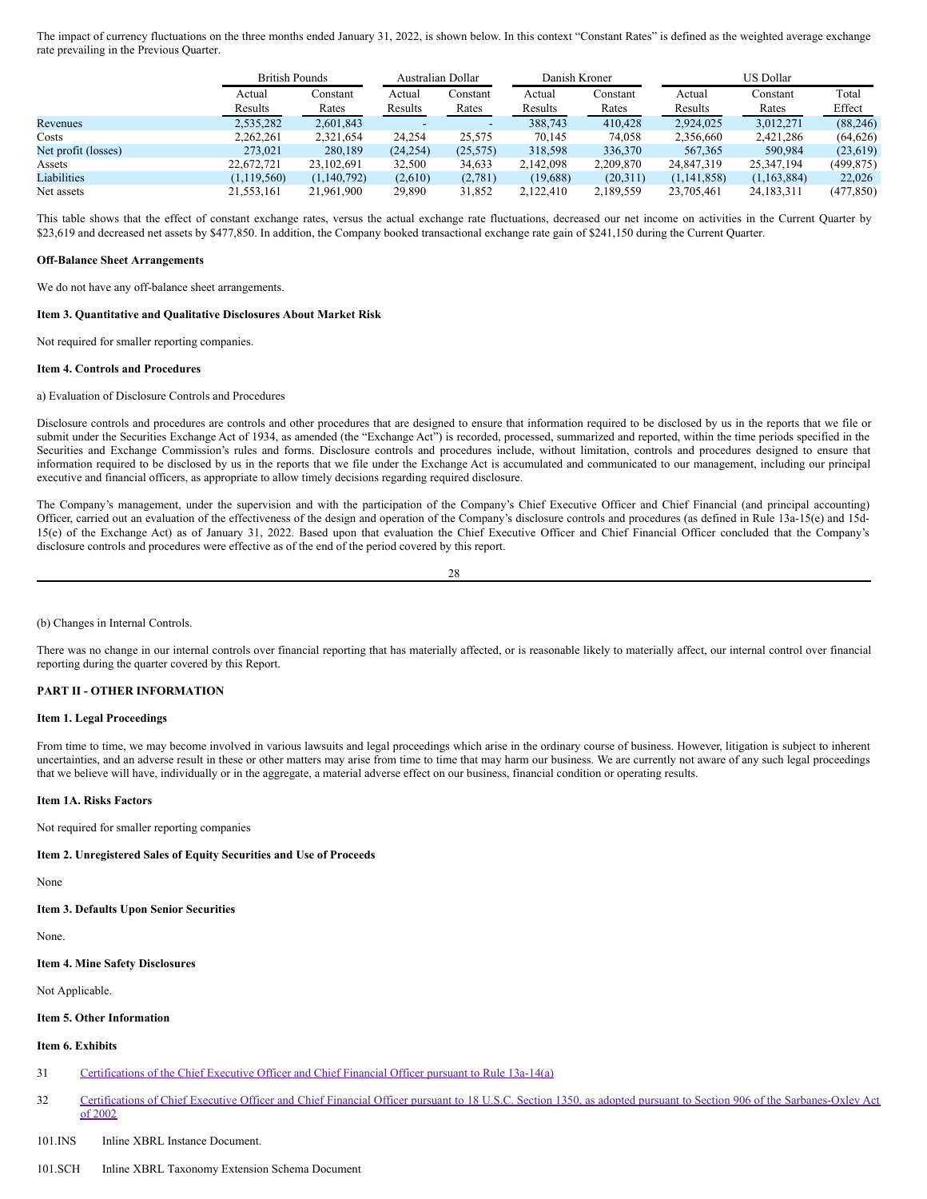The impact of currency fluctuations on the three months ended January 31, 2022, is shown below. In this context "Constant Rates" is defined as the weighted average exchange rate prevailing in the Previous Quarter.

| | British Pounds | | Australian Dollar | | Danish Kroner | | US Dollar | | |
|---|---|---|---|---|---|---|---|---|---|
| | Actual Results | Constant Rates | Actual Results | Constant Rates | Actual Results | Constant Rates | Actual Results | Constant Rates | Total Effect |
| Revenues | 2,535,282 | 2,601,843 | - | - | 388,743 | 410,428 | 2,924,025 | 3,012,271 | (88,246) |
| Costs | 2,262,261 | 2,321,654 | 24,254 | 25,575 | 70,145 | 74,058 | 2,356,660 | 2,421,286 | (64,626) |
| Net profit (losses) | 273,021 | 280,189 | (24,254) | (25,575) | 318,598 | 336,370 | 567,365 | 590,984 | (23,619) |
| Assets | 22,672,721 | 23,102,691 | 32,500 | 34,633 | 2,142,098 | 2,209,870 | 24,847,319 | 25,347,194 | (499,875) |
| Liabilities | (1,119,560) | (1,140,792) | (2,610) | (2,781) | (19,688) | (20,311) | (1,141,858) | (1,163,884) | 22,026 |
| Net assets | 21,553,161 | 21,961,900 | 29,890 | 31,852 | 2,122,410 | 2,189,559 | 23,705,461 | 24,183,311 | (477,850) |

This table shows that the effect of constant exchange rates, versus the actual exchange rate fluctuations, decreased our net income on activities in the Current Quarter by $23,619 and decreased net assets by $477,850. In addition, the Company booked transactional exchange rate gain of $241,150 during the Current Quarter.

**Off-Balance Sheet Arrangements**

We do not have any off-balance sheet arrangements.

**Item 3. Quantitative and Qualitative Disclosures About Market Risk**

Not required for smaller reporting companies.

**Item 4. Controls and Procedures**

a) Evaluation of Disclosure Controls and Procedures

Disclosure controls and procedures are controls and other procedures that are designed to ensure that information required to be disclosed by us in the reports that we file or submit under the Securities Exchange Act of 1934, as amended (the "Exchange Act") is recorded, processed, summarized and reported, within the time periods specified in the Securities and Exchange Commission's rules and forms. Disclosure controls and procedures include, without limitation, controls and procedures designed to ensure that information required to be disclosed by us in the reports that we file under the Exchange Act is accumulated and communicated to our management, including our principal executive and financial officers, as appropriate to allow timely decisions regarding required disclosure.

The Company's management, under the supervision and with the participation of the Company's Chief Executive Officer and Chief Financial (and principal accounting) Officer, carried out an evaluation of the effectiveness of the design and operation of the Company's disclosure controls and procedures (as defined in Rule 13a-15(e) and 15d-15(e) of the Exchange Act) as of January 31, 2022. Based upon that evaluation the Chief Executive Officer and Chief Financial Officer concluded that the Company's disclosure controls and procedures were effective as of the end of the period covered by this report.

(b) Changes in Internal Controls.

There was no change in our internal controls over financial reporting that has materially affected, or is reasonable likely to materially affect, our internal control over financial reporting during the quarter covered by this Report.

**PART II - OTHER INFORMATION**

**Item 1. Legal Proceedings**

From time to time, we may become involved in various lawsuits and legal proceedings which arise in the ordinary course of business. However, litigation is subject to inherent uncertainties, and an adverse result in these or other matters may arise from time to time that may harm our business. We are currently not aware of any such legal proceedings that we believe will have, individually or in the aggregate, a material adverse effect on our business, financial condition or operating results.

**Item 1A. Risks Factors**

Not required for smaller reporting companies

**Item 2. Unregistered Sales of Equity Securities and Use of Proceeds**

None

**Item 3. Defaults Upon Senior Securities**

None.

**Item 4. Mine Safety Disclosures**

Not Applicable.

**Item 5. Other Information**

**Item 6. Exhibits**

31 Certifications of the Chief Executive Officer and Chief Financial Officer pursuant to Rule 13a-14(a)

32 Certifications of Chief Executive Officer and Chief Financial Officer pursuant to 18 U.S.C. Section 1350, as adopted pursuant to Section 906 of the Sarbanes-Oxley Act of 2002

101.INS Inline XBRL Instance Document.

101.SCH Inline XBRL Taxonomy Extension Schema Document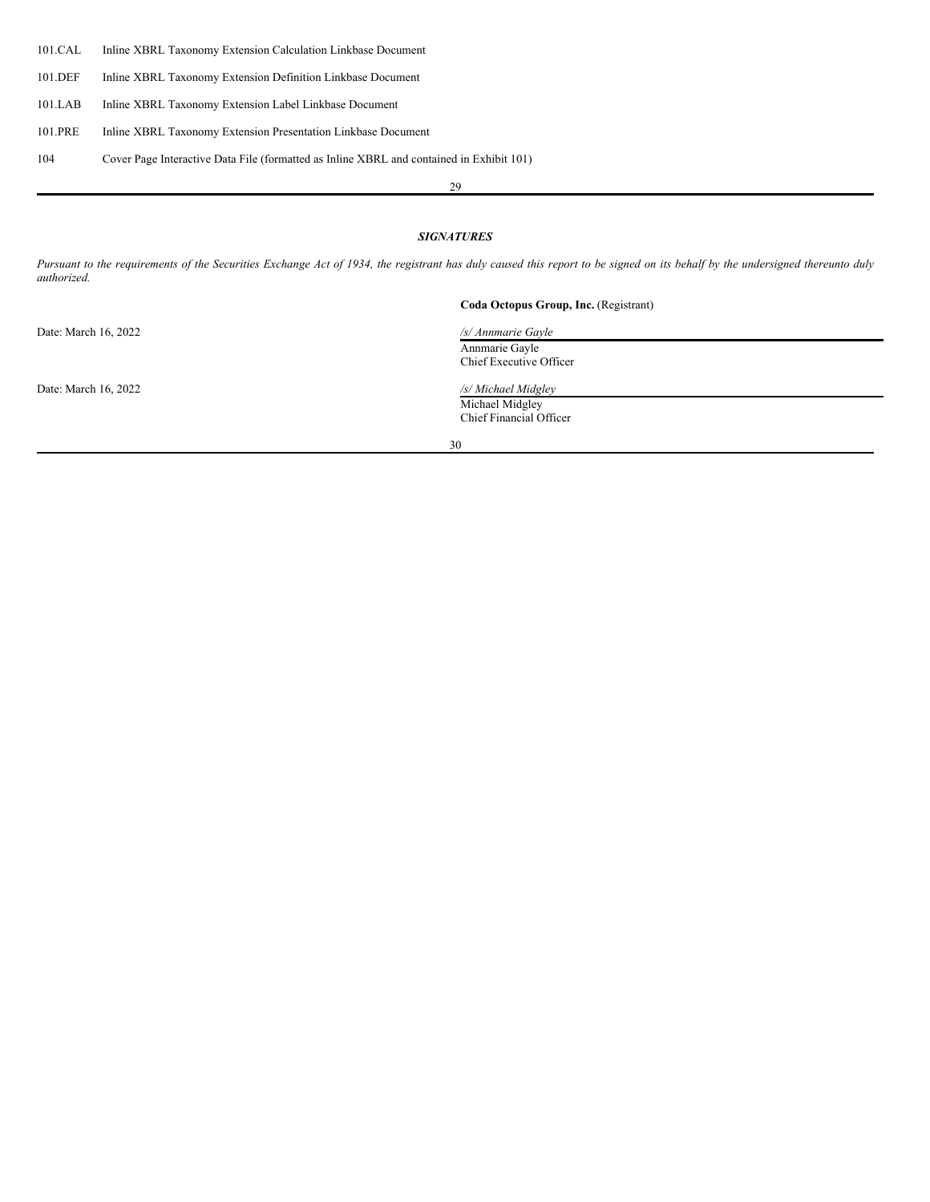| | |
|---|---|
| 101.CAL | Inline XBRL Taxonomy Extension Calculation Linkbase Document |
| 101.DEF | Inline XBRL Taxonomy Extension Definition Linkbase Document |
| 101.LAB | Inline XBRL Taxonomy Extension Label Linkbase Document |
| 101.PRE | Inline XBRL Taxonomy Extension Presentation Linkbase Document |
| 104 | Cover Page Interactive Data File (formatted as Inline XBRL and contained in Exhibit 101) |

## *SIGNATURES*

*Pursuant to the requirements of the Securities Exchange Act of 1934, the registrant has duly caused this report to be signed on its behalf by the undersigned thereunto duly authorized.*

**Coda Octopus Group, Inc.** (Registrant)

Date: March 16, 2022

*/s/ Annmarie Gayle*
Annmarie Gayle
Chief Executive Officer

Date: March 16, 2022

*/s/ Michael Midgley*
Michael Midgley
Chief Financial Officer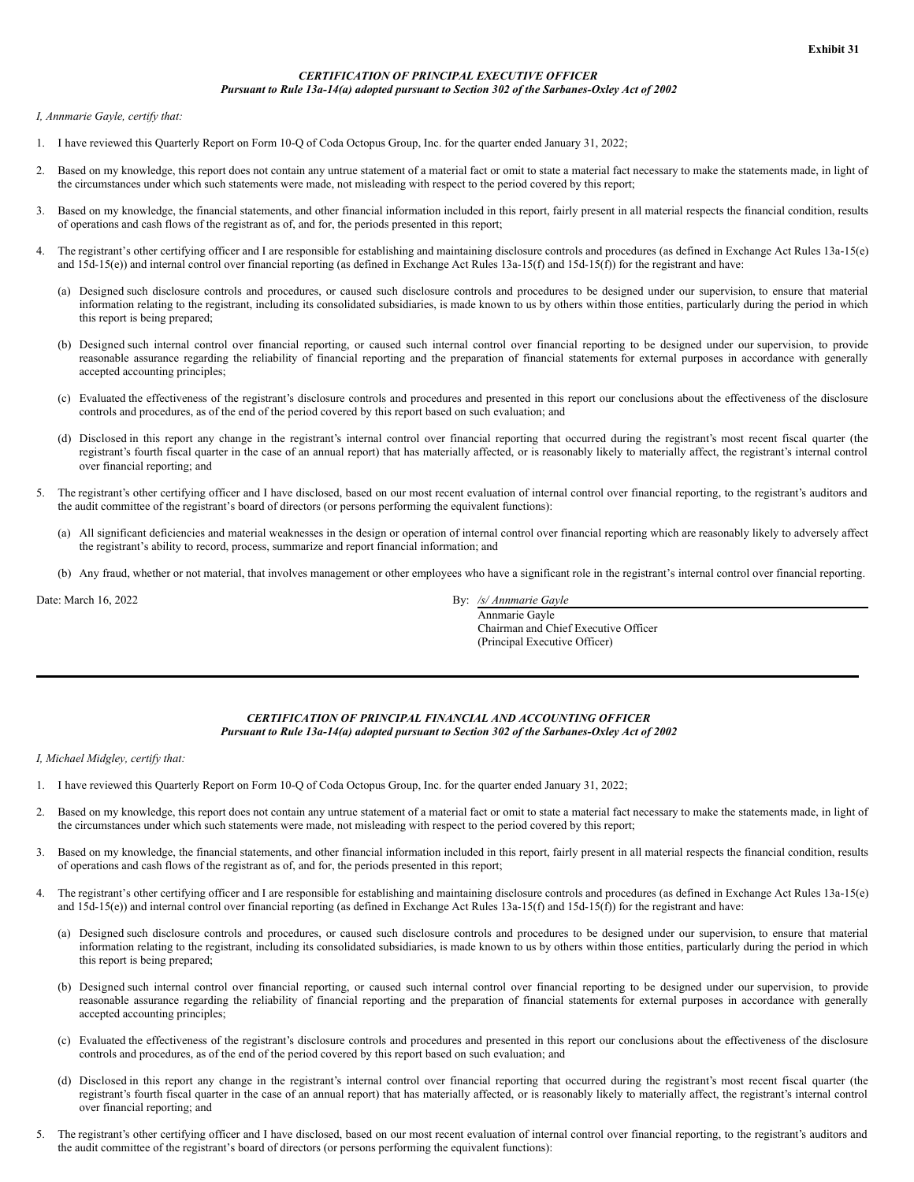**Exhibit 31**

***CERTIFICATION OF PRINCIPAL EXECUTIVE OFFICER***
***Pursuant to Rule 13a-14(a) adopted pursuant to Section 302 of the Sarbanes-Oxley Act of 2002***

*I, Annmarie Gayle, certify that:*

1. I have reviewed this Quarterly Report on Form 10-Q of Coda Octopus Group, Inc. for the quarter ended January 31, 2022;

2. Based on my knowledge, this report does not contain any untrue statement of a material fact or omit to state a material fact necessary to make the statements made, in light of the circumstances under which such statements were made, not misleading with respect to the period covered by this report;

3. Based on my knowledge, the financial statements, and other financial information included in this report, fairly present in all material respects the financial condition, results of operations and cash flows of the registrant as of, and for, the periods presented in this report;

4. The registrant's other certifying officer and I are responsible for establishing and maintaining disclosure controls and procedures (as defined in Exchange Act Rules 13a-15(e) and 15d-15(e)) and internal control over financial reporting (as defined in Exchange Act Rules 13a-15(f) and 15d-15(f)) for the registrant and have:

   (a) Designed such disclosure controls and procedures, or caused such disclosure controls and procedures to be designed under our supervision, to ensure that material information relating to the registrant, including its consolidated subsidiaries, is made known to us by others within those entities, particularly during the period in which this report is being prepared;

   (b) Designed such internal control over financial reporting, or caused such internal control over financial reporting to be designed under our supervision, to provide reasonable assurance regarding the reliability of financial reporting and the preparation of financial statements for external purposes in accordance with generally accepted accounting principles;

   (c) Evaluated the effectiveness of the registrant's disclosure controls and procedures and presented in this report our conclusions about the effectiveness of the disclosure controls and procedures, as of the end of the period covered by this report based on such evaluation; and

   (d) Disclosed in this report any change in the registrant's internal control over financial reporting that occurred during the registrant's most recent fiscal quarter (the registrant's fourth fiscal quarter in the case of an annual report) that has materially affected, or is reasonably likely to materially affect, the registrant's internal control over financial reporting; and

5. The registrant's other certifying officer and I have disclosed, based on our most recent evaluation of internal control over financial reporting, to the registrant's auditors and the audit committee of the registrant's board of directors (or persons performing the equivalent functions):

   (a) All significant deficiencies and material weaknesses in the design or operation of internal control over financial reporting which are reasonably likely to adversely affect the registrant's ability to record, process, summarize and report financial information; and

   (b) Any fraud, whether or not material, that involves management or other employees who have a significant role in the registrant's internal control over financial reporting.

Date: March 16, 2022

By: */s/ Annmarie Gayle*
Annmarie Gayle
Chairman and Chief Executive Officer
(Principal Executive Officer)

---

***CERTIFICATION OF PRINCIPAL FINANCIAL AND ACCOUNTING OFFICER***
***Pursuant to Rule 13a-14(a) adopted pursuant to Section 302 of the Sarbanes-Oxley Act of 2002***

*I, Michael Midgley, certify that:*

1. I have reviewed this Quarterly Report on Form 10-Q of Coda Octopus Group, Inc. for the quarter ended January 31, 2022;

2. Based on my knowledge, this report does not contain any untrue statement of a material fact or omit to state a material fact necessary to make the statements made, in light of the circumstances under which such statements were made, not misleading with respect to the period covered by this report;

3. Based on my knowledge, the financial statements, and other financial information included in this report, fairly present in all material respects the financial condition, results of operations and cash flows of the registrant as of, and for, the periods presented in this report;

4. The registrant's other certifying officer and I are responsible for establishing and maintaining disclosure controls and procedures (as defined in Exchange Act Rules 13a-15(e) and 15d-15(e)) and internal control over financial reporting (as defined in Exchange Act Rules 13a-15(f) and 15d-15(f)) for the registrant and have:

   (a) Designed such disclosure controls and procedures, or caused such disclosure controls and procedures to be designed under our supervision, to ensure that material information relating to the registrant, including its consolidated subsidiaries, is made known to us by others within those entities, particularly during the period in which this report is being prepared;

   (b) Designed such internal control over financial reporting, or caused such internal control over financial reporting to be designed under our supervision, to provide reasonable assurance regarding the reliability of financial reporting and the preparation of financial statements for external purposes in accordance with generally accepted accounting principles;

   (c) Evaluated the effectiveness of the registrant's disclosure controls and procedures and presented in this report our conclusions about the effectiveness of the disclosure controls and procedures, as of the end of the period covered by this report based on such evaluation; and

   (d) Disclosed in this report any change in the registrant's internal control over financial reporting that occurred during the registrant's most recent fiscal quarter (the registrant's fourth fiscal quarter in the case of an annual report) that has materially affected, or is reasonably likely to materially affect, the registrant's internal control over financial reporting; and

5. The registrant's other certifying officer and I have disclosed, based on our most recent evaluation of internal control over financial reporting, to the registrant's auditors and the audit committee of the registrant's board of directors (or persons performing the equivalent functions):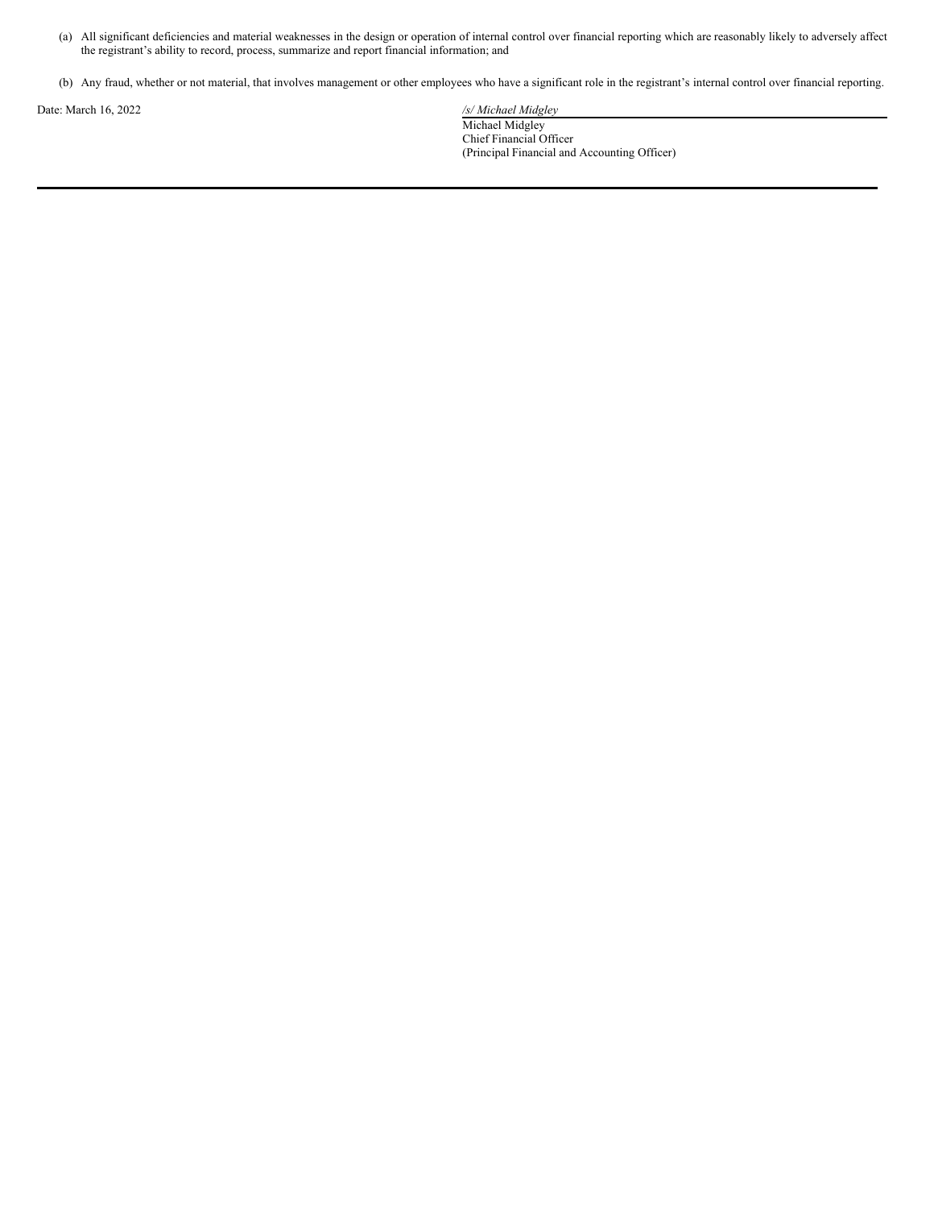(a) All significant deficiencies and material weaknesses in the design or operation of internal control over financial reporting which are reasonably likely to adversely affect the registrant's ability to record, process, summarize and report financial information; and

(b) Any fraud, whether or not material, that involves management or other employees who have a significant role in the registrant's internal control over financial reporting.

Date: March 16, 2022

*/s/ Michael Midgley*

Michael Midgley
Chief Financial Officer
(Principal Financial and Accounting Officer)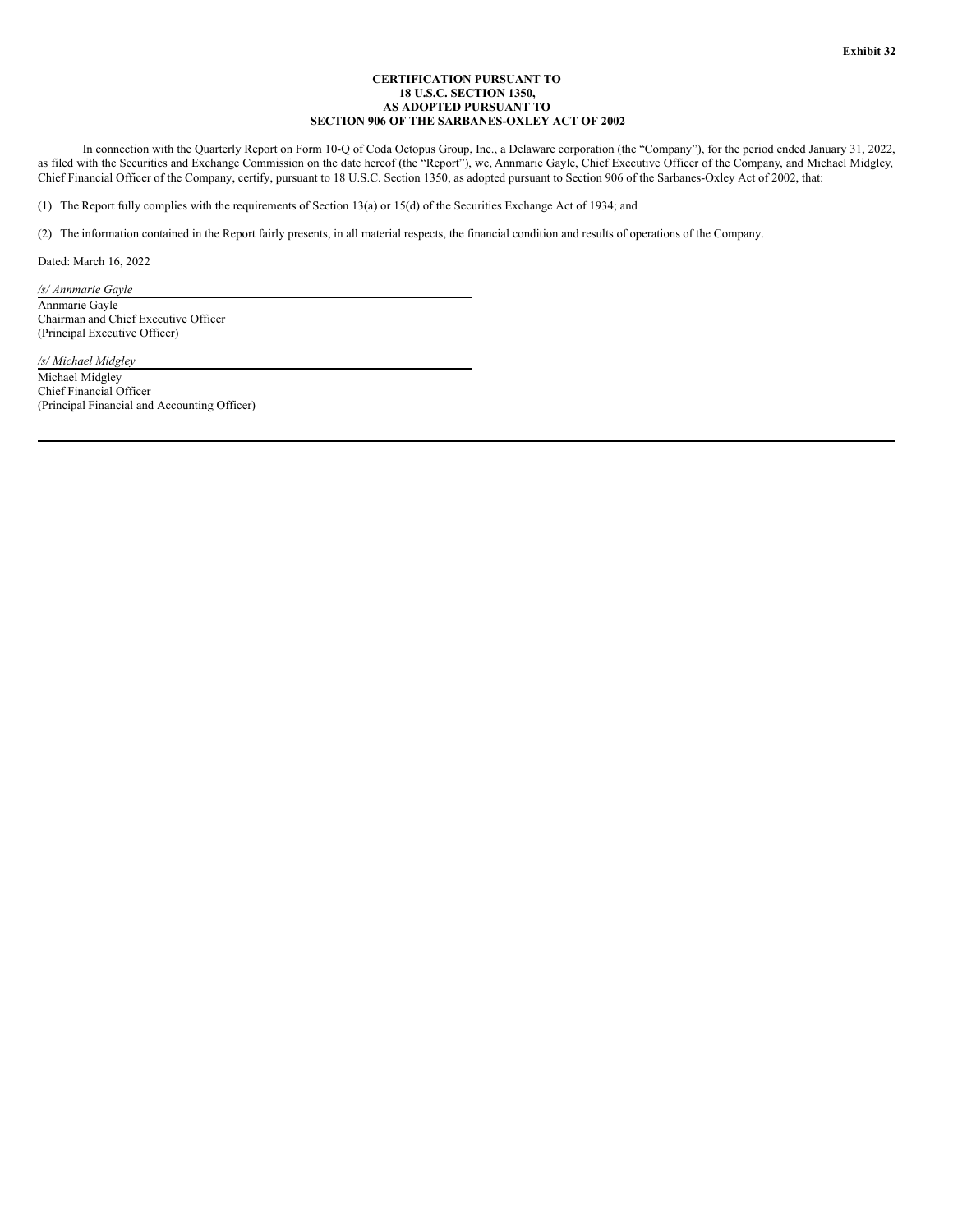**Exhibit 32**

**CERTIFICATION PURSUANT TO**
**18 U.S.C. SECTION 1350,**
**AS ADOPTED PURSUANT TO**
**SECTION 906 OF THE SARBANES-OXLEY ACT OF 2002**

In connection with the Quarterly Report on Form 10-Q of Coda Octopus Group, Inc., a Delaware corporation (the "Company"), for the period ended January 31, 2022, as filed with the Securities and Exchange Commission on the date hereof (the "Report"), we, Annmarie Gayle, Chief Executive Officer of the Company, and Michael Midgley, Chief Financial Officer of the Company, certify, pursuant to 18 U.S.C. Section 1350, as adopted pursuant to Section 906 of the Sarbanes-Oxley Act of 2002, that:

(1) The Report fully complies with the requirements of Section 13(a) or 15(d) of the Securities Exchange Act of 1934; and

(2) The information contained in the Report fairly presents, in all material respects, the financial condition and results of operations of the Company.

Dated: March 16, 2022

*/s/ Annmarie Gayle*
Annmarie Gayle
Chairman and Chief Executive Officer
(Principal Executive Officer)

*/s/ Michael Midgley*
Michael Midgley
Chief Financial Officer
(Principal Financial and Accounting Officer)